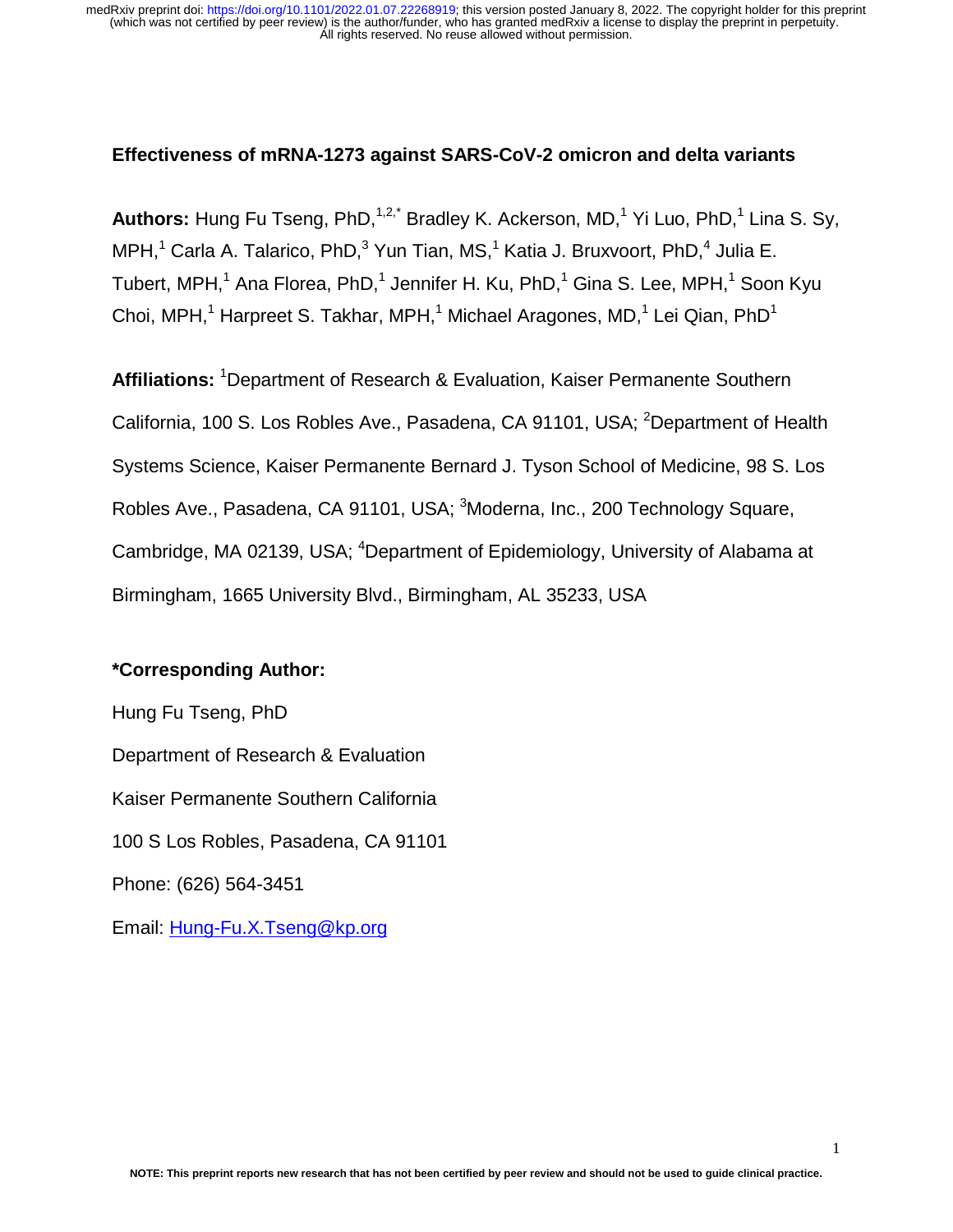# Effectiveness of mRNA-1273 against SARS-CoV-2 omicron and delta variants

**Authors:** Hung Fu Tseng, PhD,[1,2,*] Bradley K. Ackerson, MD,[1] Yi Luo, PhD,[1] Lina S. Sy, MPH,[1] Carla A. Talarico, PhD,[3] Yun Tian, MS,[1] Katia J. Bruxvoort, PhD,[4] Julia E. Tubert, MPH,[1] Ana Florea, PhD,[1] Jennifer H. Ku, PhD,[1] Gina S. Lee, MPH,[1] Soon Kyu Choi, MPH,[1] Harpreet S. Takhar, MPH,[1] Michael Aragones, MD,[1] Lei Qian, PhD[1]

**Affiliations:** [1]Department of Research & Evaluation, Kaiser Permanente Southern California, 100 S. Los Robles Ave., Pasadena, CA 91101, USA; [2]Department of Health Systems Science, Kaiser Permanente Bernard J. Tyson School of Medicine, 98 S. Los Robles Ave., Pasadena, CA 91101, USA; [3]Moderna, Inc., 200 Technology Square, Cambridge, MA 02139, USA; [4]Department of Epidemiology, University of Alabama at Birmingham, 1665 University Blvd., Birmingham, AL 35233, USA

**\*Corresponding Author:**

Hung Fu Tseng, PhD

Department of Research & Evaluation

Kaiser Permanente Southern California

100 S Los Robles, Pasadena, CA 91101

Phone: (626) 564-3451

Email: Hung-Fu.X.Tseng@kp.org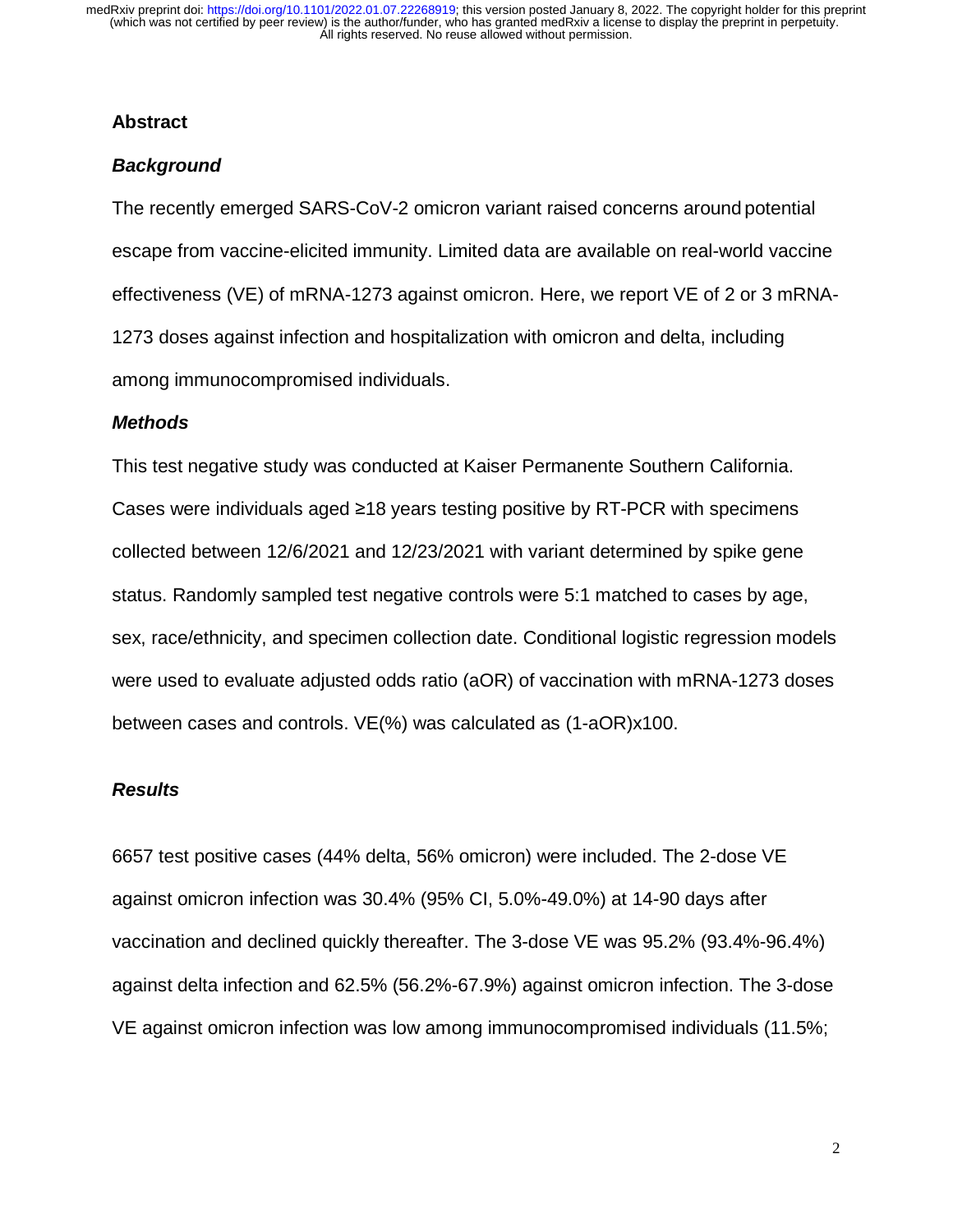## Abstract

### *Background*

The recently emerged SARS-CoV-2 omicron variant raised concerns around potential escape from vaccine-elicited immunity. Limited data are available on real-world vaccine effectiveness (VE) of mRNA-1273 against omicron. Here, we report VE of 2 or 3 mRNA-1273 doses against infection and hospitalization with omicron and delta, including among immunocompromised individuals.

### *Methods*

This test negative study was conducted at Kaiser Permanente Southern California. Cases were individuals aged ≥18 years testing positive by RT-PCR with specimens collected between 12/6/2021 and 12/23/2021 with variant determined by spike gene status. Randomly sampled test negative controls were 5:1 matched to cases by age, sex, race/ethnicity, and specimen collection date. Conditional logistic regression models were used to evaluate adjusted odds ratio (aOR) of vaccination with mRNA-1273 doses between cases and controls. VE(%) was calculated as (1-aOR)x100.

### *Results*

6657 test positive cases (44% delta, 56% omicron) were included. The 2-dose VE against omicron infection was 30.4% (95% CI, 5.0%-49.0%) at 14-90 days after vaccination and declined quickly thereafter. The 3-dose VE was 95.2% (93.4%-96.4%) against delta infection and 62.5% (56.2%-67.9%) against omicron infection. The 3-dose VE against omicron infection was low among immunocompromised individuals (11.5%;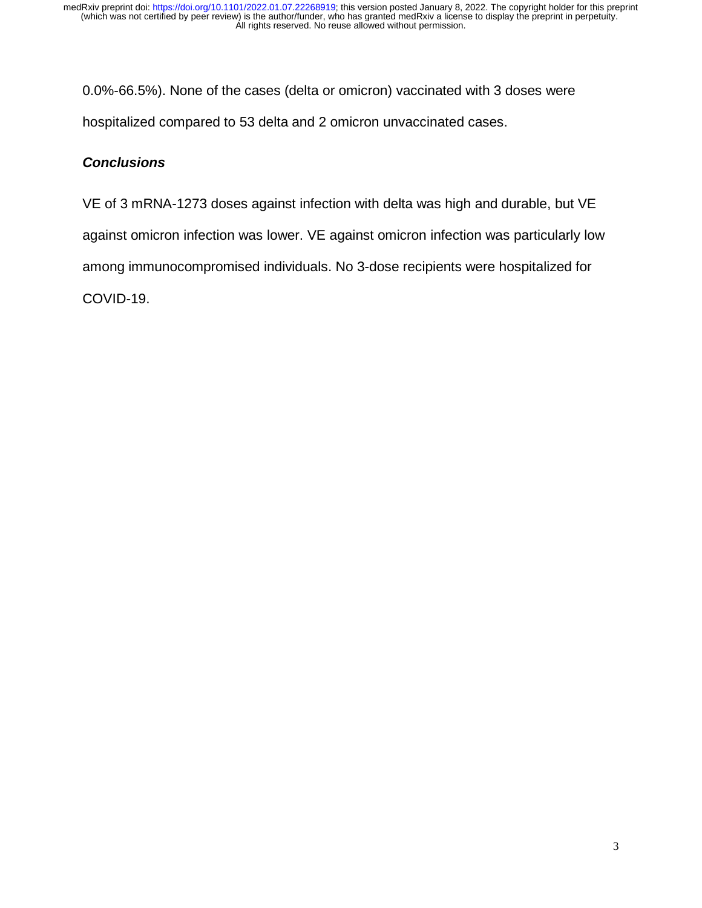0.0%-66.5%). None of the cases (delta or omicron) vaccinated with 3 doses were hospitalized compared to 53 delta and 2 omicron unvaccinated cases.

### *Conclusions*

VE of 3 mRNA-1273 doses against infection with delta was high and durable, but VE against omicron infection was lower. VE against omicron infection was particularly low among immunocompromised individuals. No 3-dose recipients were hospitalized for COVID-19.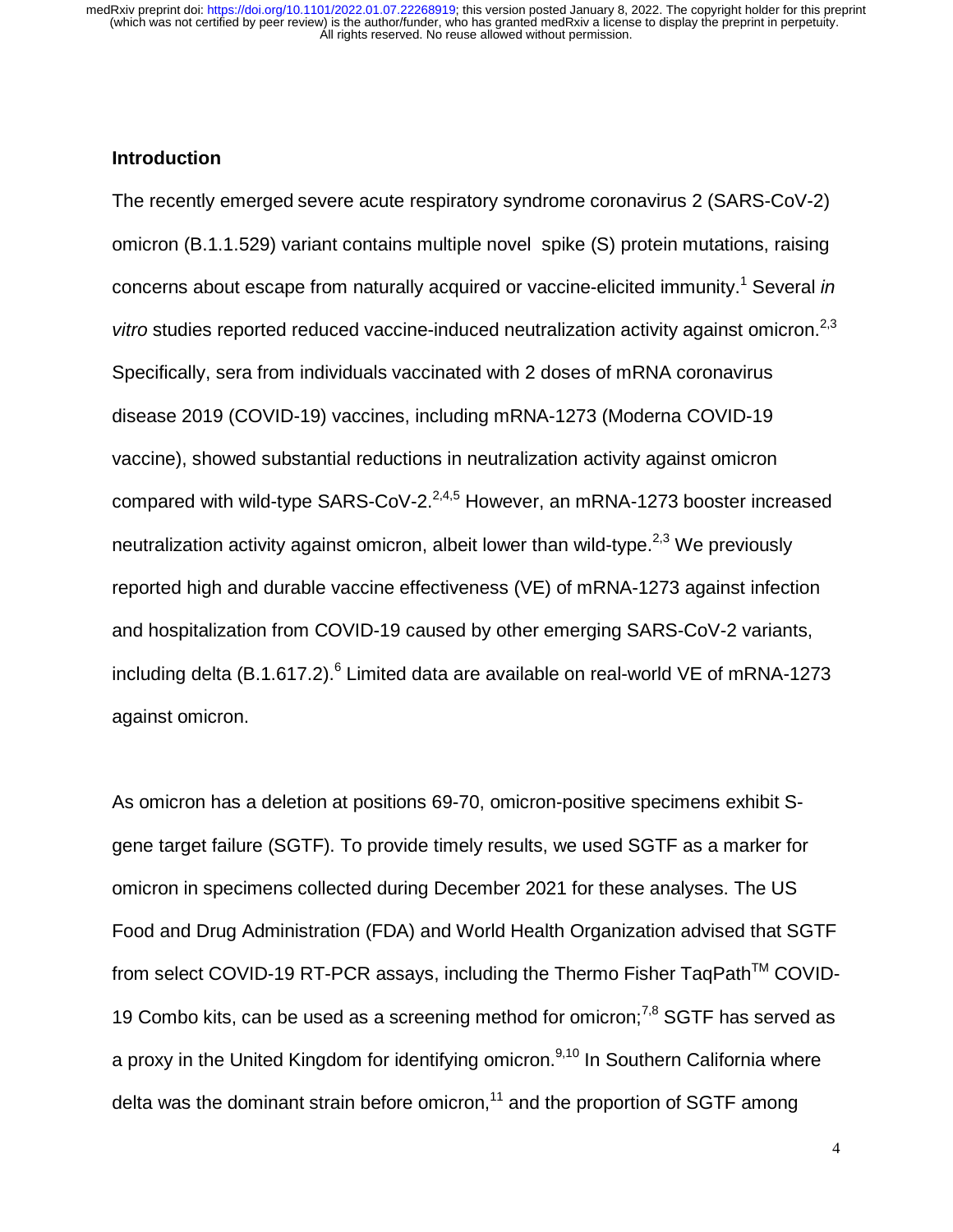## Introduction

The recently emerged severe acute respiratory syndrome coronavirus 2 (SARS-CoV-2) omicron (B.1.1.529) variant contains multiple novel spike (S) protein mutations, raising concerns about escape from naturally acquired or vaccine-elicited immunity.[1] Several *in vitro* studies reported reduced vaccine-induced neutralization activity against omicron.[2,3] Specifically, sera from individuals vaccinated with 2 doses of mRNA coronavirus disease 2019 (COVID-19) vaccines, including mRNA-1273 (Moderna COVID-19 vaccine), showed substantial reductions in neutralization activity against omicron compared with wild-type SARS-CoV-2.[2,4,5] However, an mRNA-1273 booster increased neutralization activity against omicron, albeit lower than wild-type.[2,3] We previously reported high and durable vaccine effectiveness (VE) of mRNA-1273 against infection and hospitalization from COVID-19 caused by other emerging SARS-CoV-2 variants, including delta (B.1.617.2).[6] Limited data are available on real-world VE of mRNA-1273 against omicron.

As omicron has a deletion at positions 69-70, omicron-positive specimens exhibit S-gene target failure (SGTF). To provide timely results, we used SGTF as a marker for omicron in specimens collected during December 2021 for these analyses. The US Food and Drug Administration (FDA) and World Health Organization advised that SGTF from select COVID-19 RT-PCR assays, including the Thermo Fisher TaqPath™ COVID-19 Combo kits, can be used as a screening method for omicron;[7,8] SGTF has served as a proxy in the United Kingdom for identifying omicron.[9,10] In Southern California where delta was the dominant strain before omicron,[11] and the proportion of SGTF among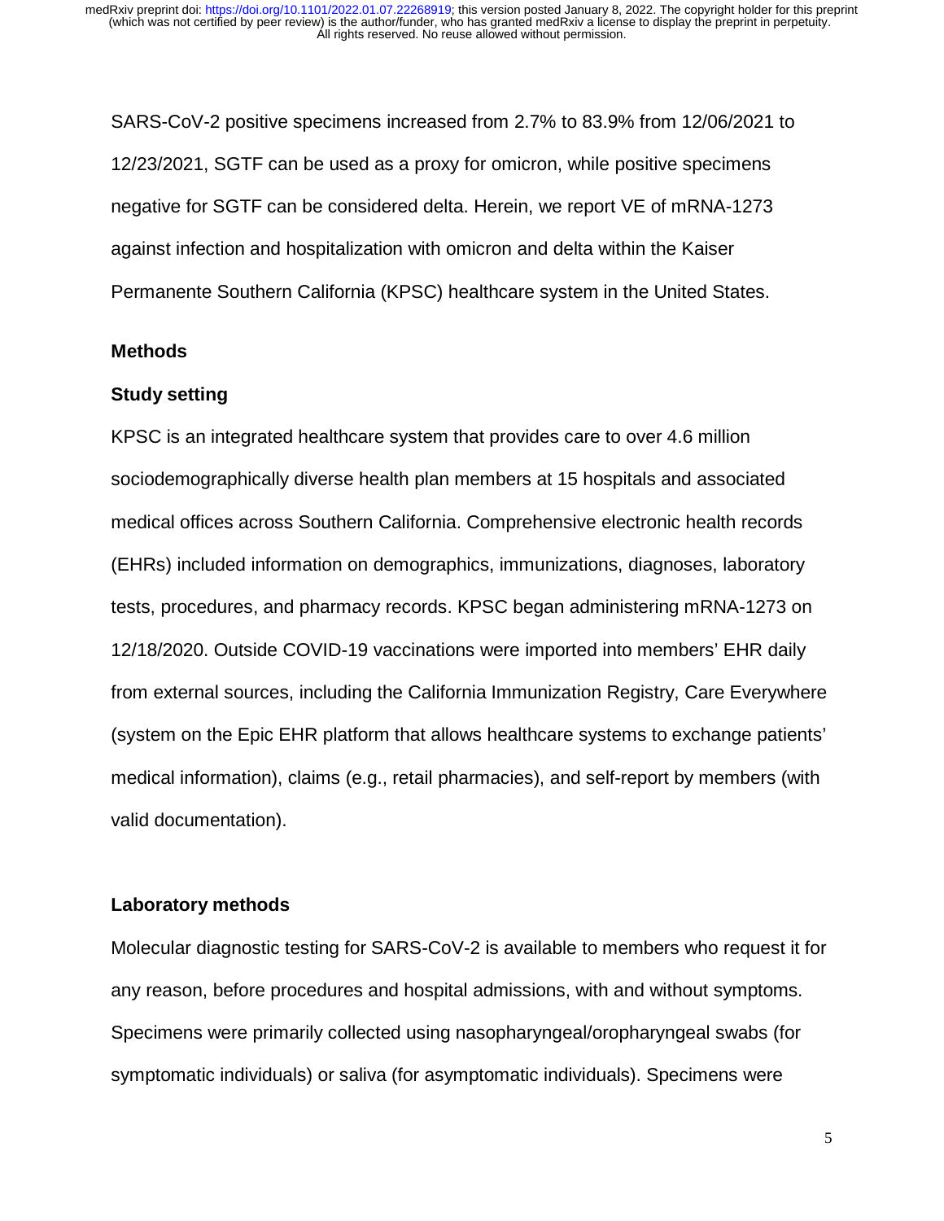SARS-CoV-2 positive specimens increased from 2.7% to 83.9% from 12/06/2021 to 12/23/2021, SGTF can be used as a proxy for omicron, while positive specimens negative for SGTF can be considered delta. Herein, we report VE of mRNA-1273 against infection and hospitalization with omicron and delta within the Kaiser Permanente Southern California (KPSC) healthcare system in the United States.

## Methods

### Study setting

KPSC is an integrated healthcare system that provides care to over 4.6 million sociodemographically diverse health plan members at 15 hospitals and associated medical offices across Southern California. Comprehensive electronic health records (EHRs) included information on demographics, immunizations, diagnoses, laboratory tests, procedures, and pharmacy records. KPSC began administering mRNA-1273 on 12/18/2020. Outside COVID-19 vaccinations were imported into members' EHR daily from external sources, including the California Immunization Registry, Care Everywhere (system on the Epic EHR platform that allows healthcare systems to exchange patients' medical information), claims (e.g., retail pharmacies), and self-report by members (with valid documentation).

### Laboratory methods

Molecular diagnostic testing for SARS-CoV-2 is available to members who request it for any reason, before procedures and hospital admissions, with and without symptoms. Specimens were primarily collected using nasopharyngeal/oropharyngeal swabs (for symptomatic individuals) or saliva (for asymptomatic individuals). Specimens were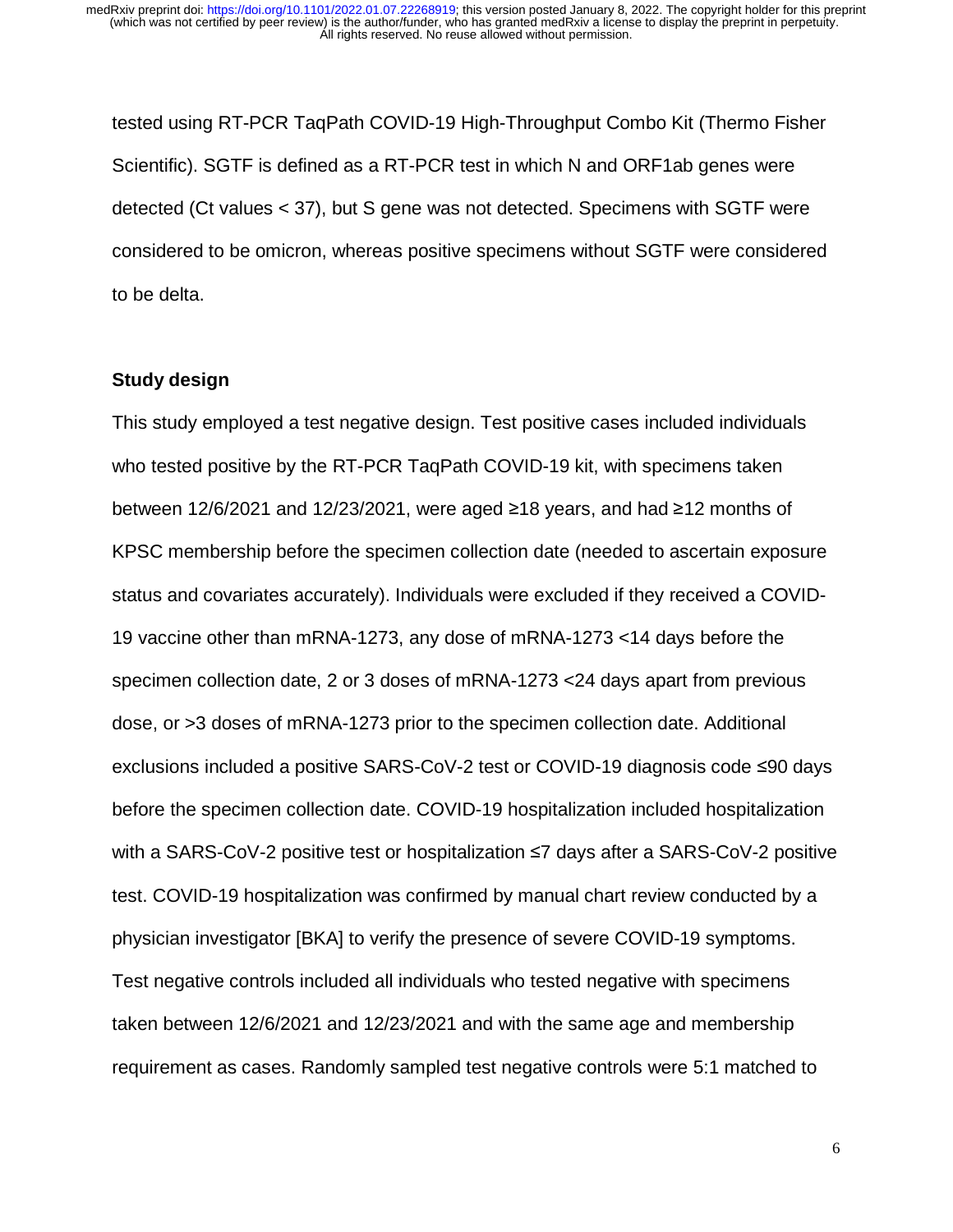tested using RT-PCR TaqPath COVID-19 High-Throughput Combo Kit (Thermo Fisher Scientific). SGTF is defined as a RT-PCR test in which N and ORF1ab genes were detected (Ct values < 37), but S gene was not detected. Specimens with SGTF were considered to be omicron, whereas positive specimens without SGTF were considered to be delta.

**Study design**

This study employed a test negative design. Test positive cases included individuals who tested positive by the RT-PCR TaqPath COVID-19 kit, with specimens taken between 12/6/2021 and 12/23/2021, were aged ≥18 years, and had ≥12 months of KPSC membership before the specimen collection date (needed to ascertain exposure status and covariates accurately). Individuals were excluded if they received a COVID-19 vaccine other than mRNA-1273, any dose of mRNA-1273 <14 days before the specimen collection date, 2 or 3 doses of mRNA-1273 <24 days apart from previous dose, or >3 doses of mRNA-1273 prior to the specimen collection date. Additional exclusions included a positive SARS-CoV-2 test or COVID-19 diagnosis code ≤90 days before the specimen collection date. COVID-19 hospitalization included hospitalization with a SARS-CoV-2 positive test or hospitalization ≤7 days after a SARS-CoV-2 positive test. COVID-19 hospitalization was confirmed by manual chart review conducted by a physician investigator [BKA] to verify the presence of severe COVID-19 symptoms. Test negative controls included all individuals who tested negative with specimens taken between 12/6/2021 and 12/23/2021 and with the same age and membership requirement as cases. Randomly sampled test negative controls were 5:1 matched to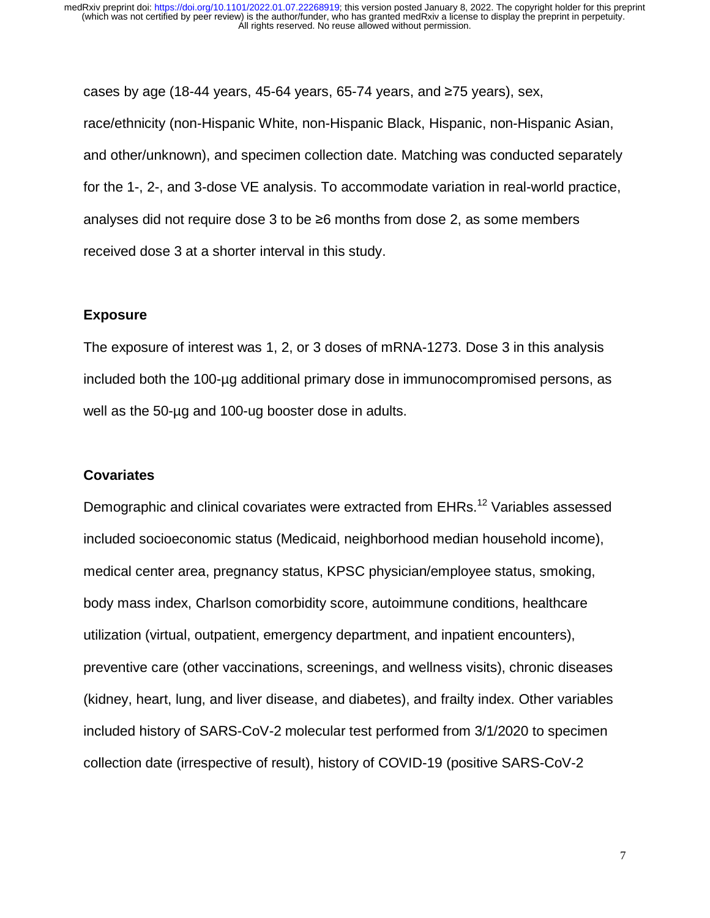cases by age (18-44 years, 45-64 years, 65-74 years, and ≥75 years), sex, race/ethnicity (non-Hispanic White, non-Hispanic Black, Hispanic, non-Hispanic Asian, and other/unknown), and specimen collection date. Matching was conducted separately for the 1-, 2-, and 3-dose VE analysis. To accommodate variation in real-world practice, analyses did not require dose 3 to be ≥6 months from dose 2, as some members received dose 3 at a shorter interval in this study.

## Exposure

The exposure of interest was 1, 2, or 3 doses of mRNA-1273. Dose 3 in this analysis included both the 100-µg additional primary dose in immunocompromised persons, as well as the 50-µg and 100-ug booster dose in adults.

## Covariates

Demographic and clinical covariates were extracted from EHRs.[12] Variables assessed included socioeconomic status (Medicaid, neighborhood median household income), medical center area, pregnancy status, KPSC physician/employee status, smoking, body mass index, Charlson comorbidity score, autoimmune conditions, healthcare utilization (virtual, outpatient, emergency department, and inpatient encounters), preventive care (other vaccinations, screenings, and wellness visits), chronic diseases (kidney, heart, lung, and liver disease, and diabetes), and frailty index. Other variables included history of SARS-CoV-2 molecular test performed from 3/1/2020 to specimen collection date (irrespective of result), history of COVID-19 (positive SARS-CoV-2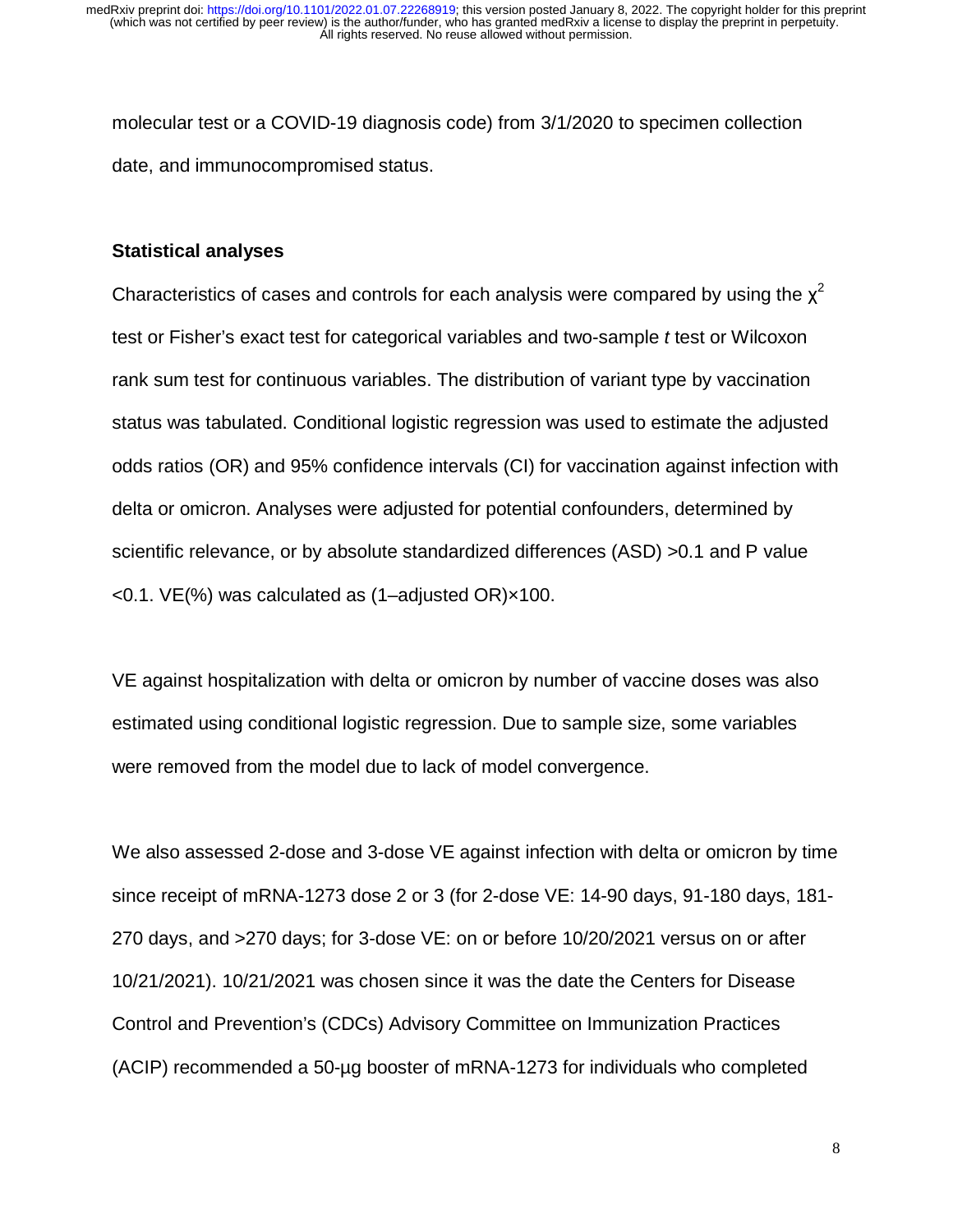molecular test or a COVID-19 diagnosis code) from 3/1/2020 to specimen collection date, and immunocompromised status.

### Statistical analyses

Characteristics of cases and controls for each analysis were compared by using the $\chi^2$ test or Fisher's exact test for categorical variables and two-sample *t* test or Wilcoxon rank sum test for continuous variables. The distribution of variant type by vaccination status was tabulated. Conditional logistic regression was used to estimate the adjusted odds ratios (OR) and 95% confidence intervals (CI) for vaccination against infection with delta or omicron. Analyses were adjusted for potential confounders, determined by scientific relevance, or by absolute standardized differences (ASD) >0.1 and P value <0.1. VE(%) was calculated as (1–adjusted OR)×100.

VE against hospitalization with delta or omicron by number of vaccine doses was also estimated using conditional logistic regression. Due to sample size, some variables were removed from the model due to lack of model convergence.

We also assessed 2-dose and 3-dose VE against infection with delta or omicron by time since receipt of mRNA-1273 dose 2 or 3 (for 2-dose VE: 14-90 days, 91-180 days, 181-270 days, and >270 days; for 3-dose VE: on or before 10/20/2021 versus on or after 10/21/2021). 10/21/2021 was chosen since it was the date the Centers for Disease Control and Prevention's (CDCs) Advisory Committee on Immunization Practices (ACIP) recommended a 50-µg booster of mRNA-1273 for individuals who completed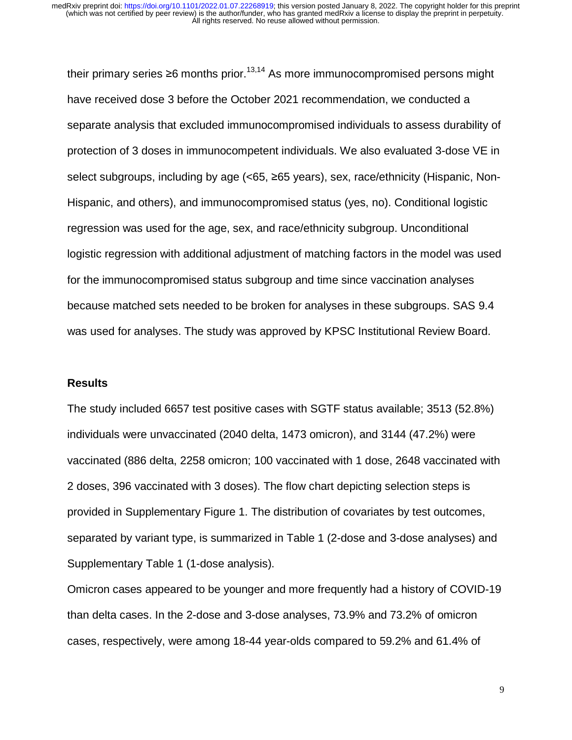their primary series ≥6 months prior.[13,14] As more immunocompromised persons might have received dose 3 before the October 2021 recommendation, we conducted a separate analysis that excluded immunocompromised individuals to assess durability of protection of 3 doses in immunocompetent individuals. We also evaluated 3-dose VE in select subgroups, including by age (<65, ≥65 years), sex, race/ethnicity (Hispanic, Non-Hispanic, and others), and immunocompromised status (yes, no). Conditional logistic regression was used for the age, sex, and race/ethnicity subgroup. Unconditional logistic regression with additional adjustment of matching factors in the model was used for the immunocompromised status subgroup and time since vaccination analyses because matched sets needed to be broken for analyses in these subgroups. SAS 9.4 was used for analyses. The study was approved by KPSC Institutional Review Board.

## Results

The study included 6657 test positive cases with SGTF status available; 3513 (52.8%) individuals were unvaccinated (2040 delta, 1473 omicron), and 3144 (47.2%) were vaccinated (886 delta, 2258 omicron; 100 vaccinated with 1 dose, 2648 vaccinated with 2 doses, 396 vaccinated with 3 doses). The flow chart depicting selection steps is provided in Supplementary Figure 1. The distribution of covariates by test outcomes, separated by variant type, is summarized in Table 1 (2-dose and 3-dose analyses) and Supplementary Table 1 (1-dose analysis).

Omicron cases appeared to be younger and more frequently had a history of COVID-19 than delta cases. In the 2-dose and 3-dose analyses, 73.9% and 73.2% of omicron cases, respectively, were among 18-44 year-olds compared to 59.2% and 61.4% of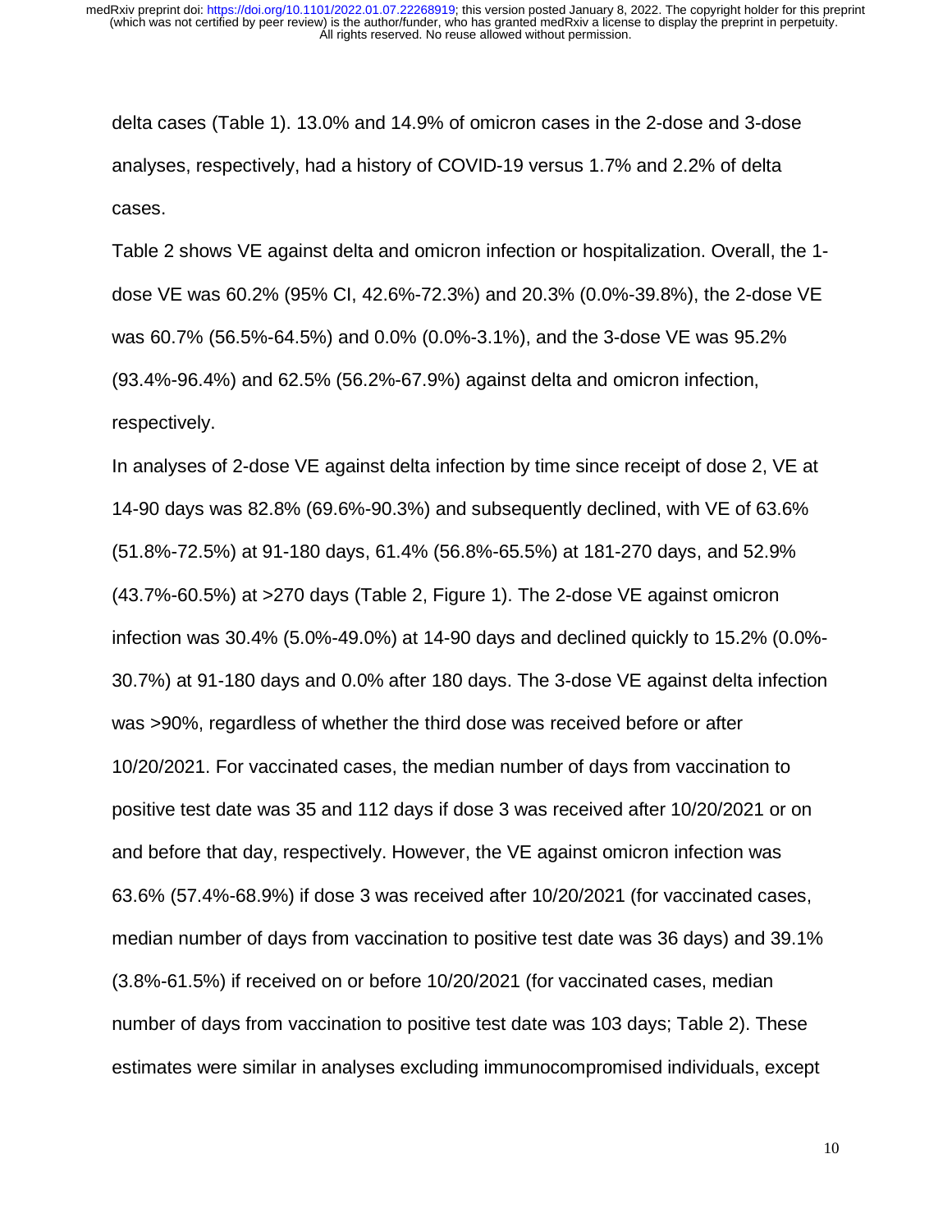delta cases (Table 1). 13.0% and 14.9% of omicron cases in the 2-dose and 3-dose analyses, respectively, had a history of COVID-19 versus 1.7% and 2.2% of delta cases.

Table 2 shows VE against delta and omicron infection or hospitalization. Overall, the 1-dose VE was 60.2% (95% CI, 42.6%-72.3%) and 20.3% (0.0%-39.8%), the 2-dose VE was 60.7% (56.5%-64.5%) and 0.0% (0.0%-3.1%), and the 3-dose VE was 95.2% (93.4%-96.4%) and 62.5% (56.2%-67.9%) against delta and omicron infection, respectively.

In analyses of 2-dose VE against delta infection by time since receipt of dose 2, VE at 14-90 days was 82.8% (69.6%-90.3%) and subsequently declined, with VE of 63.6% (51.8%-72.5%) at 91-180 days, 61.4% (56.8%-65.5%) at 181-270 days, and 52.9% (43.7%-60.5%) at >270 days (Table 2, Figure 1). The 2-dose VE against omicron infection was 30.4% (5.0%-49.0%) at 14-90 days and declined quickly to 15.2% (0.0%-30.7%) at 91-180 days and 0.0% after 180 days. The 3-dose VE against delta infection was >90%, regardless of whether the third dose was received before or after 10/20/2021. For vaccinated cases, the median number of days from vaccination to positive test date was 35 and 112 days if dose 3 was received after 10/20/2021 or on and before that day, respectively. However, the VE against omicron infection was 63.6% (57.4%-68.9%) if dose 3 was received after 10/20/2021 (for vaccinated cases, median number of days from vaccination to positive test date was 36 days) and 39.1% (3.8%-61.5%) if received on or before 10/20/2021 (for vaccinated cases, median number of days from vaccination to positive test date was 103 days; Table 2). These estimates were similar in analyses excluding immunocompromised individuals, except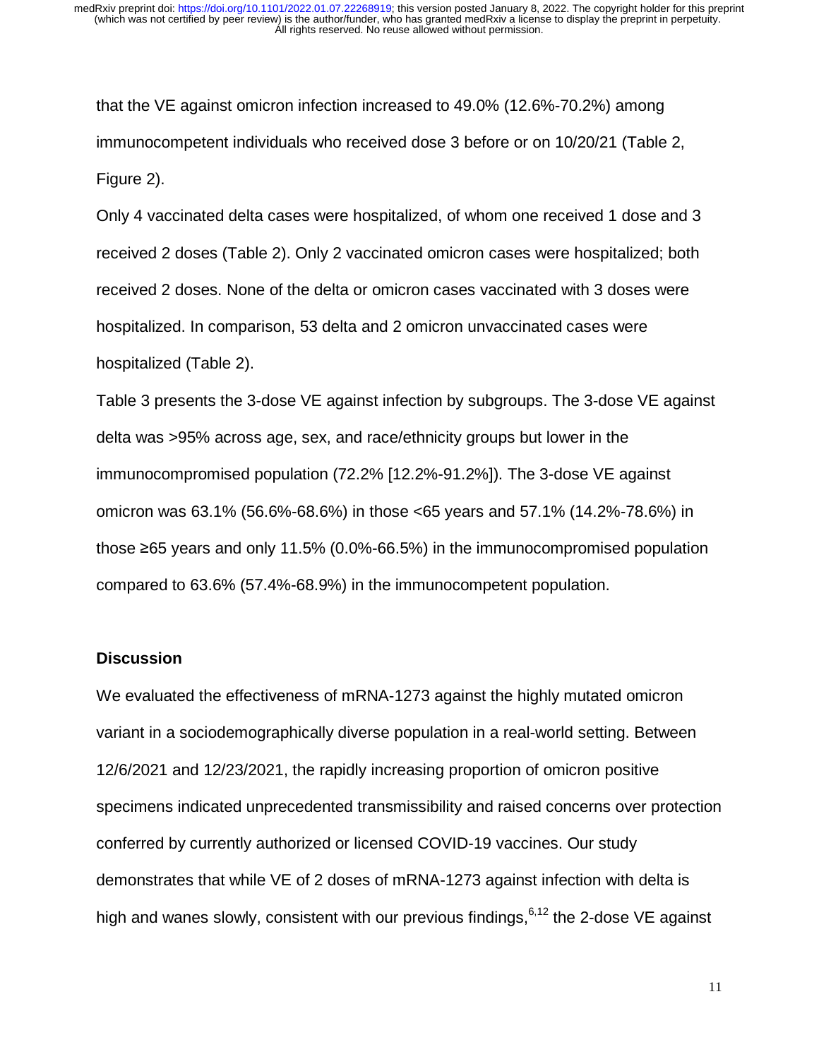that the VE against omicron infection increased to 49.0% (12.6%-70.2%) among immunocompetent individuals who received dose 3 before or on 10/20/21 (Table 2, Figure 2).

Only 4 vaccinated delta cases were hospitalized, of whom one received 1 dose and 3 received 2 doses (Table 2). Only 2 vaccinated omicron cases were hospitalized; both received 2 doses. None of the delta or omicron cases vaccinated with 3 doses were hospitalized. In comparison, 53 delta and 2 omicron unvaccinated cases were hospitalized (Table 2).

Table 3 presents the 3-dose VE against infection by subgroups. The 3-dose VE against delta was >95% across age, sex, and race/ethnicity groups but lower in the immunocompromised population (72.2% [12.2%-91.2%]). The 3-dose VE against omicron was 63.1% (56.6%-68.6%) in those <65 years and 57.1% (14.2%-78.6%) in those ≥65 years and only 11.5% (0.0%-66.5%) in the immunocompromised population compared to 63.6% (57.4%-68.9%) in the immunocompetent population.

## Discussion

We evaluated the effectiveness of mRNA-1273 against the highly mutated omicron variant in a sociodemographically diverse population in a real-world setting. Between 12/6/2021 and 12/23/2021, the rapidly increasing proportion of omicron positive specimens indicated unprecedented transmissibility and raised concerns over protection conferred by currently authorized or licensed COVID-19 vaccines. Our study demonstrates that while VE of 2 doses of mRNA-1273 against infection with delta is high and wanes slowly, consistent with our previous findings,[6,12] the 2-dose VE against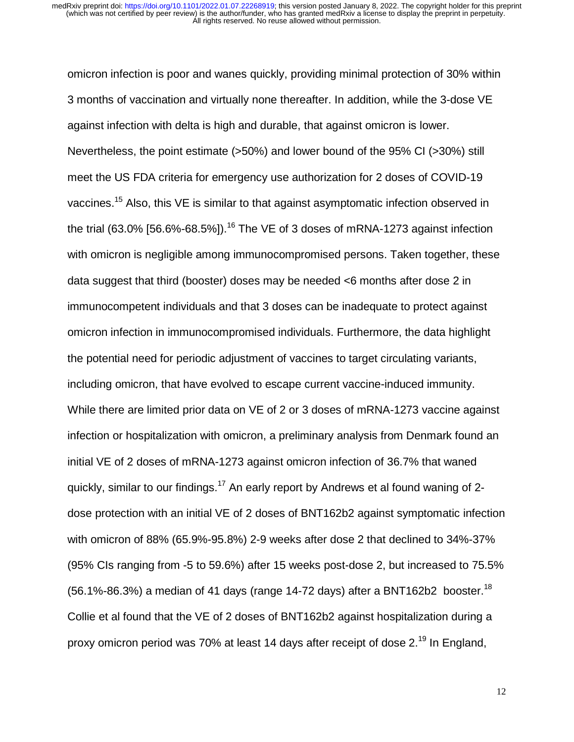omicron infection is poor and wanes quickly, providing minimal protection of 30% within 3 months of vaccination and virtually none thereafter. In addition, while the 3-dose VE against infection with delta is high and durable, that against omicron is lower. Nevertheless, the point estimate (>50%) and lower bound of the 95% CI (>30%) still meet the US FDA criteria for emergency use authorization for 2 doses of COVID-19 vaccines.[15] Also, this VE is similar to that against asymptomatic infection observed in the trial (63.0% [56.6%-68.5%]).[16] The VE of 3 doses of mRNA-1273 against infection with omicron is negligible among immunocompromised persons. Taken together, these data suggest that third (booster) doses may be needed <6 months after dose 2 in immunocompetent individuals and that 3 doses can be inadequate to protect against omicron infection in immunocompromised individuals. Furthermore, the data highlight the potential need for periodic adjustment of vaccines to target circulating variants, including omicron, that have evolved to escape current vaccine-induced immunity.

While there are limited prior data on VE of 2 or 3 doses of mRNA-1273 vaccine against infection or hospitalization with omicron, a preliminary analysis from Denmark found an initial VE of 2 doses of mRNA-1273 against omicron infection of 36.7% that waned quickly, similar to our findings.[17] An early report by Andrews et al found waning of 2-dose protection with an initial VE of 2 doses of BNT162b2 against symptomatic infection with omicron of 88% (65.9%-95.8%) 2-9 weeks after dose 2 that declined to 34%-37% (95% CIs ranging from -5 to 59.6%) after 15 weeks post-dose 2, but increased to 75.5% (56.1%-86.3%) a median of 41 days (range 14-72 days) after a BNT162b2 booster.[18] Collie et al found that the VE of 2 doses of BNT162b2 against hospitalization during a proxy omicron period was 70% at least 14 days after receipt of dose 2.[19] In England,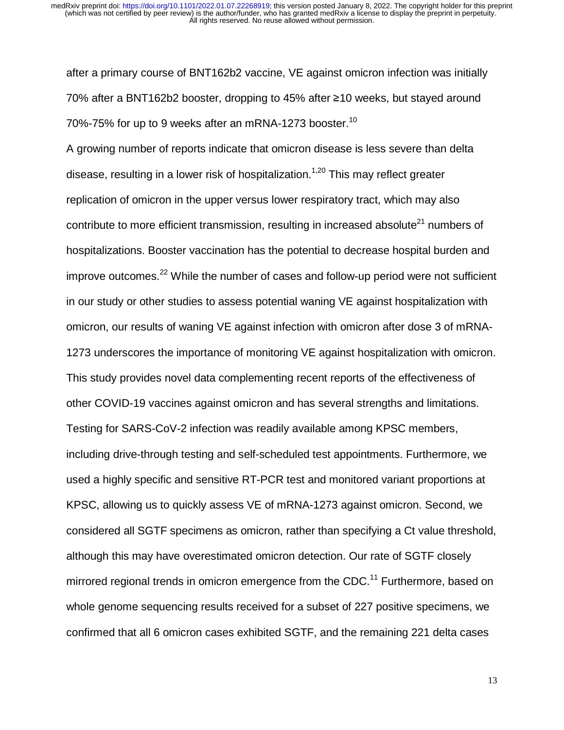after a primary course of BNT162b2 vaccine, VE against omicron infection was initially 70% after a BNT162b2 booster, dropping to 45% after ≥10 weeks, but stayed around 70%-75% for up to 9 weeks after an mRNA-1273 booster.[10]

A growing number of reports indicate that omicron disease is less severe than delta disease, resulting in a lower risk of hospitalization.[1,20] This may reflect greater replication of omicron in the upper versus lower respiratory tract, which may also contribute to more efficient transmission, resulting in increased absolute[21] numbers of hospitalizations. Booster vaccination has the potential to decrease hospital burden and improve outcomes.[22] While the number of cases and follow-up period were not sufficient in our study or other studies to assess potential waning VE against hospitalization with omicron, our results of waning VE against infection with omicron after dose 3 of mRNA-1273 underscores the importance of monitoring VE against hospitalization with omicron.

This study provides novel data complementing recent reports of the effectiveness of other COVID-19 vaccines against omicron and has several strengths and limitations. Testing for SARS-CoV-2 infection was readily available among KPSC members, including drive-through testing and self-scheduled test appointments. Furthermore, we used a highly specific and sensitive RT-PCR test and monitored variant proportions at KPSC, allowing us to quickly assess VE of mRNA-1273 against omicron. Second, we considered all SGTF specimens as omicron, rather than specifying a Ct value threshold, although this may have overestimated omicron detection. Our rate of SGTF closely mirrored regional trends in omicron emergence from the CDC.[11] Furthermore, based on whole genome sequencing results received for a subset of 227 positive specimens, we confirmed that all 6 omicron cases exhibited SGTF, and the remaining 221 delta cases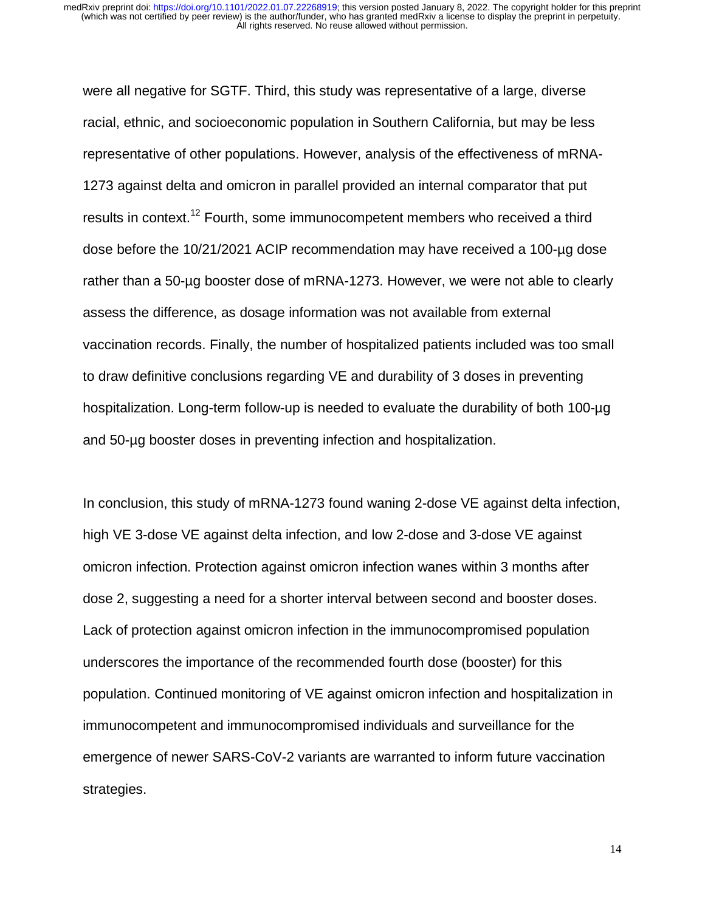were all negative for SGTF. Third, this study was representative of a large, diverse racial, ethnic, and socioeconomic population in Southern California, but may be less representative of other populations. However, analysis of the effectiveness of mRNA-1273 against delta and omicron in parallel provided an internal comparator that put results in context.[12] Fourth, some immunocompetent members who received a third dose before the 10/21/2021 ACIP recommendation may have received a 100-µg dose rather than a 50-µg booster dose of mRNA-1273. However, we were not able to clearly assess the difference, as dosage information was not available from external vaccination records. Finally, the number of hospitalized patients included was too small to draw definitive conclusions regarding VE and durability of 3 doses in preventing hospitalization. Long-term follow-up is needed to evaluate the durability of both 100-µg and 50-µg booster doses in preventing infection and hospitalization.

In conclusion, this study of mRNA-1273 found waning 2-dose VE against delta infection, high VE 3-dose VE against delta infection, and low 2-dose and 3-dose VE against omicron infection. Protection against omicron infection wanes within 3 months after dose 2, suggesting a need for a shorter interval between second and booster doses. Lack of protection against omicron infection in the immunocompromised population underscores the importance of the recommended fourth dose (booster) for this population. Continued monitoring of VE against omicron infection and hospitalization in immunocompetent and immunocompromised individuals and surveillance for the emergence of newer SARS-CoV-2 variants are warranted to inform future vaccination strategies.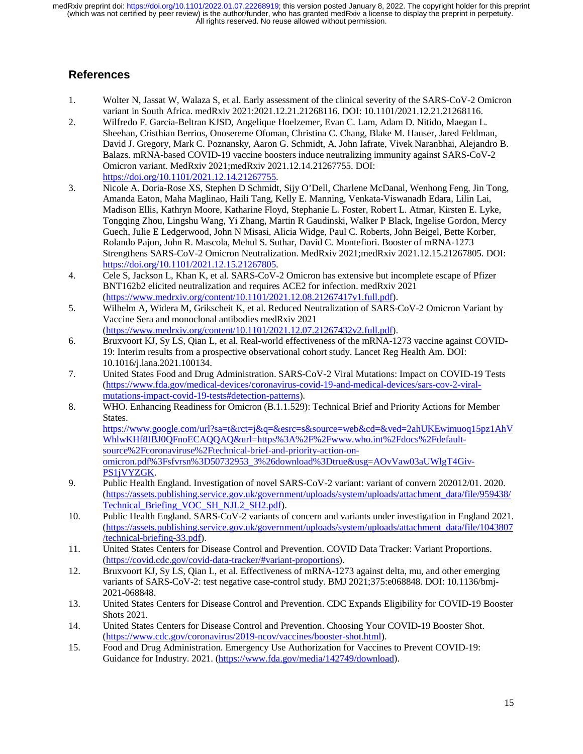## References

1. Wolter N, Jassat W, Walaza S, et al. Early assessment of the clinical severity of the SARS-CoV-2 Omicron variant in South Africa. medRxiv 2021:2021.12.21.21268116. DOI: 10.1101/2021.12.21.21268116.
2. Wilfredo F. Garcia-Beltran KJSD, Angelique Hoelzemer, Evan C. Lam, Adam D. Nitido, Maegan L. Sheehan, Cristhian Berrios, Onosereme Ofoman, Christina C. Chang, Blake M. Hauser, Jared Feldman, David J. Gregory, Mark C. Poznansky, Aaron G. Schmidt, A. John Iafrate, Vivek Naranbhai, Alejandro B. Balazs. mRNA-based COVID-19 vaccine boosters induce neutralizing immunity against SARS-CoV-2 Omicron variant. MedRxiv 2021;medRxiv 2021.12.14.21267755. DOI: https://doi.org/10.1101/2021.12.14.21267755.
3. Nicole A. Doria-Rose XS, Stephen D Schmidt, Sijy O'Dell, Charlene McDanal, Wenhong Feng, Jin Tong, Amanda Eaton, Maha Maglinao, Haili Tang, Kelly E. Manning, Venkata-Viswanadh Edara, Lilin Lai, Madison Ellis, Kathryn Moore, Katharine Floyd, Stephanie L. Foster, Robert L. Atmar, Kirsten E. Lyke, Tongqing Zhou, Lingshu Wang, Yi Zhang, Martin R Gaudinski, Walker P Black, Ingelise Gordon, Mercy Guech, Julie E Ledgerwood, John N Misasi, Alicia Widge, Paul C. Roberts, John Beigel, Bette Korber, Rolando Pajon, John R. Mascola, Mehul S. Suthar, David C. Montefiori. Booster of mRNA-1273 Strengthens SARS-CoV-2 Omicron Neutralization. MedRxiv 2021;medRxiv 2021.12.15.21267805. DOI: https://doi.org/10.1101/2021.12.15.21267805.
4. Cele S, Jackson L, Khan K, et al. SARS-CoV-2 Omicron has extensive but incomplete escape of Pfizer BNT162b2 elicited neutralization and requires ACE2 for infection. medRxiv 2021 (https://www.medrxiv.org/content/10.1101/2021.12.08.21267417v1.full.pdf).
5. Wilhelm A, Widera M, Grikscheit K, et al. Reduced Neutralization of SARS-CoV-2 Omicron Variant by Vaccine Sera and monoclonal antibodies medRxiv 2021 (https://www.medrxiv.org/content/10.1101/2021.12.07.21267432v2.full.pdf).
6. Bruxvoort KJ, Sy LS, Qian L, et al. Real-world effectiveness of the mRNA-1273 vaccine against COVID-19: Interim results from a prospective observational cohort study. Lancet Reg Health Am. DOI: 10.1016/j.lana.2021.100134.
7. United States Food and Drug Administration. SARS-CoV-2 Viral Mutations: Impact on COVID-19 Tests (https://www.fda.gov/medical-devices/coronavirus-covid-19-and-medical-devices/sars-cov-2-viral-mutations-impact-covid-19-tests#detection-patterns).
8. WHO. Enhancing Readiness for Omicron (B.1.1.529): Technical Brief and Priority Actions for Member States. https://www.google.com/url?sa=t&rct=j&q=&esrc=s&source=web&cd=&ved=2ahUKEwimuoq15pz1AhVWhlwKHf8IBJ0QFnoECAQQAQ&url=https%3A%2F%2Fwww.who.int%2Fdocs%2Fdefault-source%2Fcoronaviruse%2Ftechnical-brief-and-priority-action-on-omicron.pdf%3Fsfvrsn%3D50732953_3%26download%3Dtrue&usg=AOvVaw03aUWlgT4Giv-PS1jVYZGK.
9. Public Health England. Investigation of novel SARS-CoV-2 variant: variant of convern 202012/01. 2020. (https://assets.publishing.service.gov.uk/government/uploads/system/uploads/attachment_data/file/959438/Technical_Briefing_VOC_SH_NJL2_SH2.pdf).
10. Public Health England. SARS-CoV-2 variants of concern and variants under investigation in England 2021. (https://assets.publishing.service.gov.uk/government/uploads/system/uploads/attachment_data/file/1043807/technical-briefing-33.pdf).
11. United States Centers for Disease Control and Prevention. COVID Data Tracker: Variant Proportions. (https://covid.cdc.gov/covid-data-tracker/#variant-proportions).
12. Bruxvoort KJ, Sy LS, Qian L, et al. Effectiveness of mRNA-1273 against delta, mu, and other emerging variants of SARS-CoV-2: test negative case-control study. BMJ 2021;375:e068848. DOI: 10.1136/bmj-2021-068848.
13. United States Centers for Disease Control and Prevention. CDC Expands Eligibility for COVID-19 Booster Shots 2021.
14. United States Centers for Disease Control and Prevention. Choosing Your COVID-19 Booster Shot. (https://www.cdc.gov/coronavirus/2019-ncov/vaccines/booster-shot.html).
15. Food and Drug Administration. Emergency Use Authorization for Vaccines to Prevent COVID-19: Guidance for Industry. 2021. (https://www.fda.gov/media/142749/download).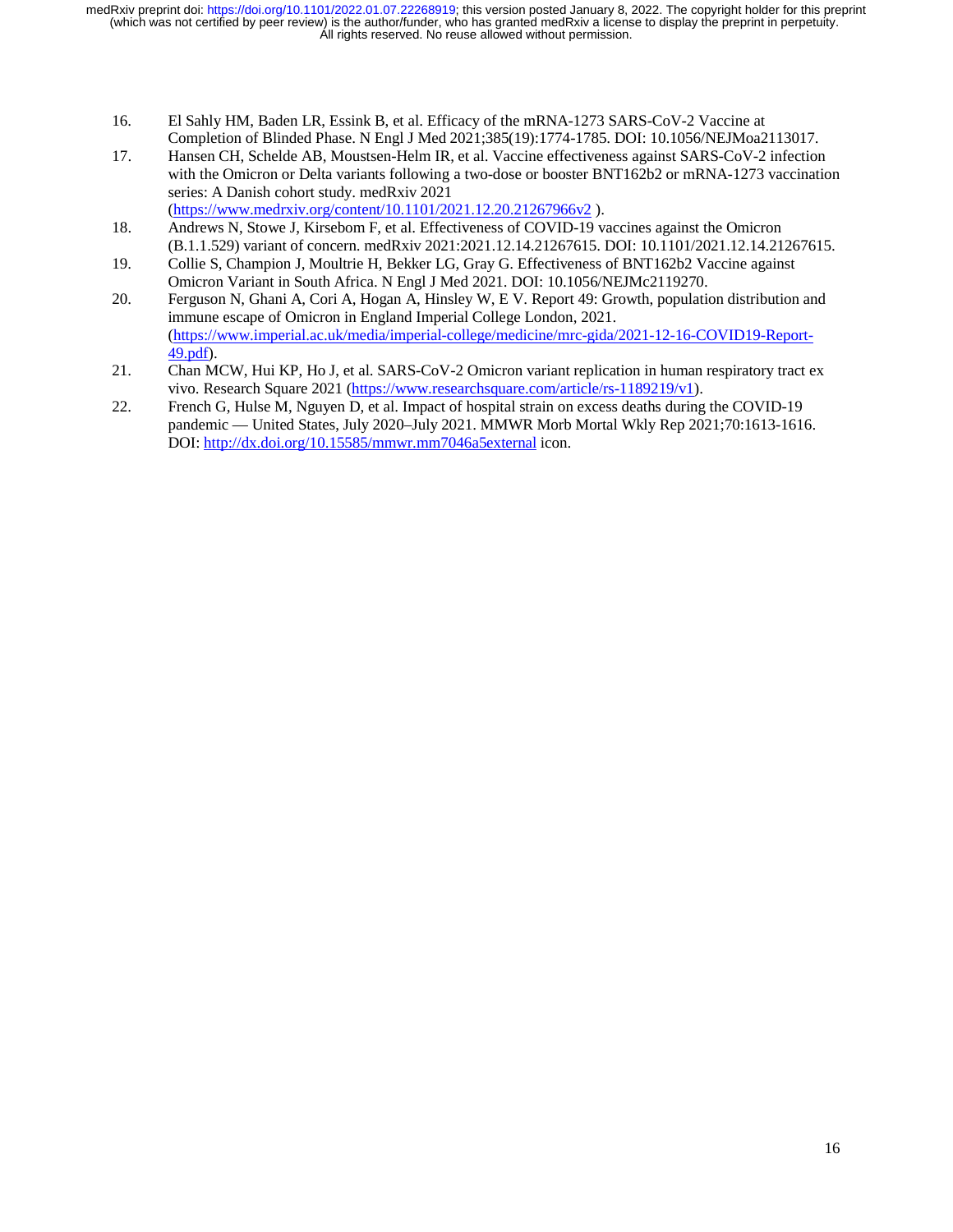16. El Sahly HM, Baden LR, Essink B, et al. Efficacy of the mRNA-1273 SARS-CoV-2 Vaccine at Completion of Blinded Phase. N Engl J Med 2021;385(19):1774-1785. DOI: 10.1056/NEJMoa2113017.
17. Hansen CH, Schelde AB, Moustsen-Helm IR, et al. Vaccine effectiveness against SARS-CoV-2 infection with the Omicron or Delta variants following a two-dose or booster BNT162b2 or mRNA-1273 vaccination series: A Danish cohort study. medRxiv 2021 (https://www.medrxiv.org/content/10.1101/2021.12.20.21267966v2 ).
18. Andrews N, Stowe J, Kirsebom F, et al. Effectiveness of COVID-19 vaccines against the Omicron (B.1.1.529) variant of concern. medRxiv 2021:2021.12.14.21267615. DOI: 10.1101/2021.12.14.21267615.
19. Collie S, Champion J, Moultrie H, Bekker LG, Gray G. Effectiveness of BNT162b2 Vaccine against Omicron Variant in South Africa. N Engl J Med 2021. DOI: 10.1056/NEJMc2119270.
20. Ferguson N, Ghani A, Cori A, Hogan A, Hinsley W, E V. Report 49: Growth, population distribution and immune escape of Omicron in England Imperial College London, 2021. (https://www.imperial.ac.uk/media/imperial-college/medicine/mrc-gida/2021-12-16-COVID19-Report-49.pdf).
21. Chan MCW, Hui KP, Ho J, et al. SARS-CoV-2 Omicron variant replication in human respiratory tract ex vivo. Research Square 2021 (https://www.researchsquare.com/article/rs-1189219/v1).
22. French G, Hulse M, Nguyen D, et al. Impact of hospital strain on excess deaths during the COVID-19 pandemic — United States, July 2020–July 2021. MMWR Morb Mortal Wkly Rep 2021;70:1613-1616. DOI: http://dx.doi.org/10.15585/mmwr.mm7046a5external icon.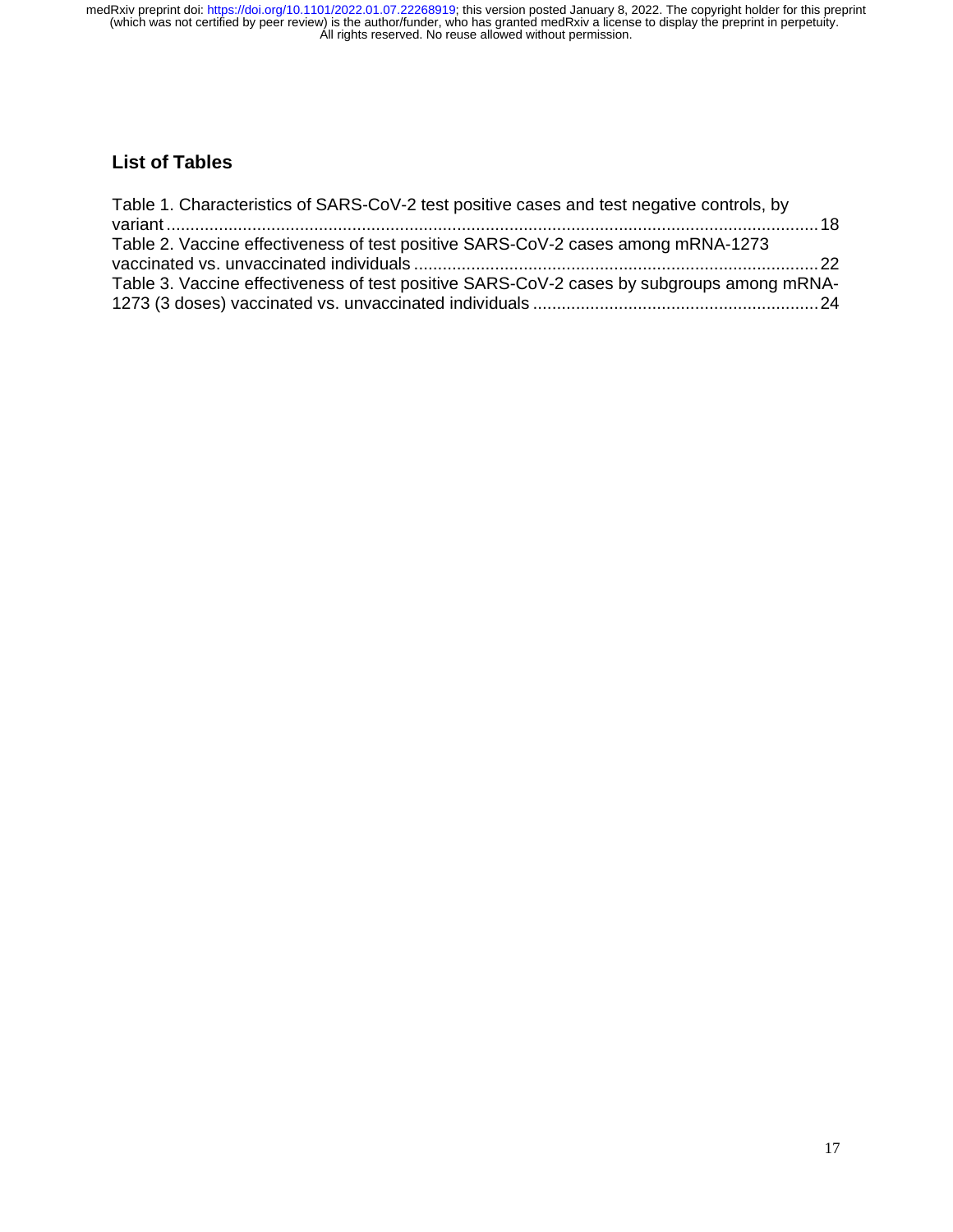## List of Tables

Table 1. Characteristics of SARS-CoV-2 test positive cases and test negative controls, by variant ........ 18

Table 2. Vaccine effectiveness of test positive SARS-CoV-2 cases among mRNA-1273 vaccinated vs. unvaccinated individuals ........ 22

Table 3. Vaccine effectiveness of test positive SARS-CoV-2 cases by subgroups among mRNA-1273 (3 doses) vaccinated vs. unvaccinated individuals ........ 24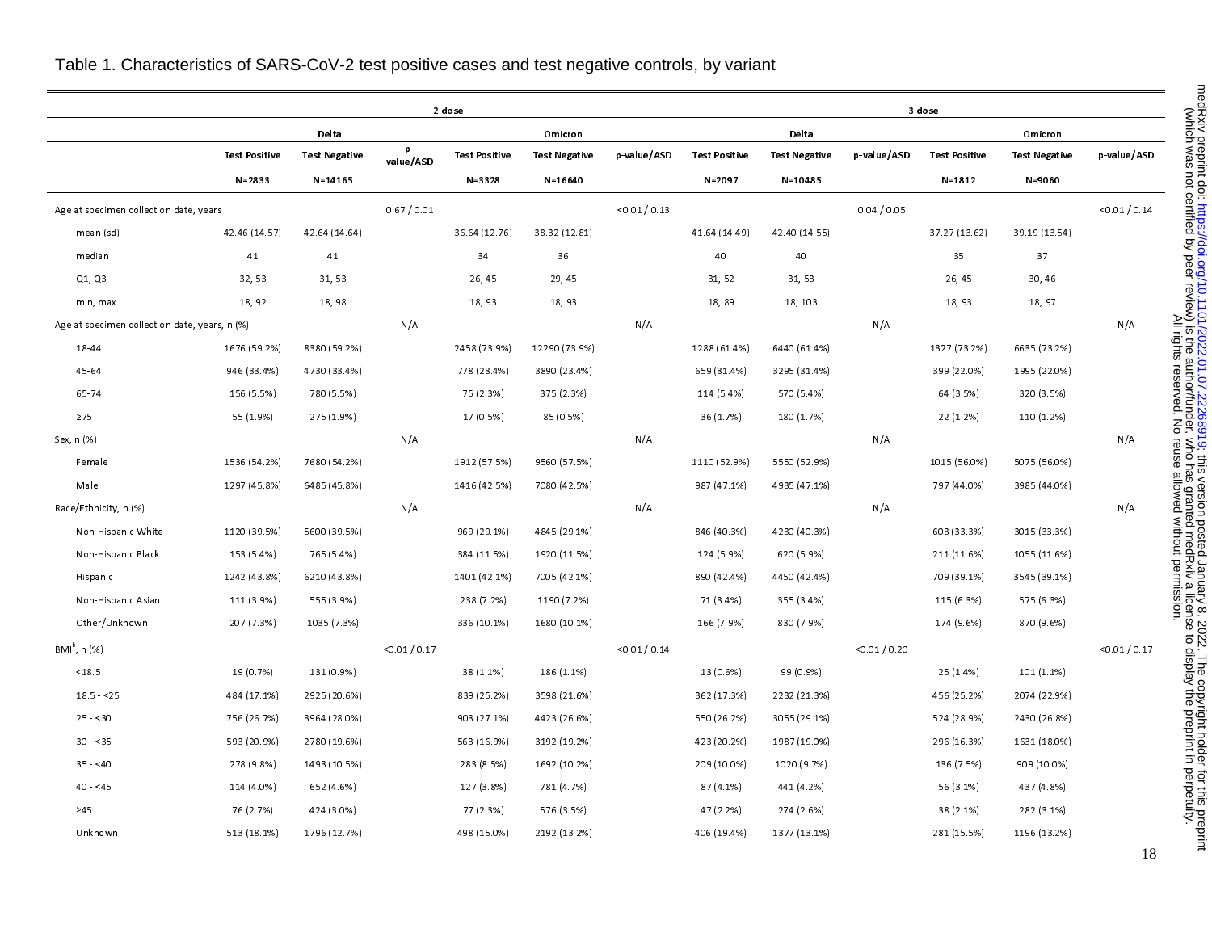Table 1. Characteristics of SARS-CoV-2 test positive cases and test negative controls, by variant

| | 2-dose | | | | | | 3-dose | | | | | |
|---|---|---|---|---|---|---|---|---|---|---|---|---|
| | Delta | | | Omicron | | | Delta | | | Omicron | | |
| | Test Positive | Test Negative | p-value/ASD | Test Positive | Test Negative | p-value/ASD | Test Positive | Test Negative | p-value/ASD | Test Positive | Test Negative | p-value/ASD |
| | N=2833 | N=14165 | | N=3328 | N=16640 | | N=2097 | N=10485 | | N=1812 | N=9060 | |
| Age at specimen collection date, years | | | 0.67 / 0.01 | | | <0.01 / 0.13 | | | 0.04 / 0.05 | | | <0.01 / 0.14 |
| mean (sd) | 42.46 (14.57) | 42.64 (14.64) | | 36.64 (12.76) | 38.32 (12.81) | | 41.64 (14.49) | 42.40 (14.55) | | 37.27 (13.62) | 39.19 (13.54) | |
| median | 41 | 41 | | 34 | 36 | | 40 | 40 | | 35 | 37 | |
| Q1, Q3 | 32, 53 | 31, 53 | | 26, 45 | 29, 45 | | 31, 52 | 31, 53 | | 26, 45 | 30, 46 | |
| min, max | 18, 92 | 18, 98 | | 18, 93 | 18, 93 | | 18, 89 | 18, 103 | | 18, 93 | 18, 97 | |
| Age at specimen collection date, years, n (%) | | | N/A | | | N/A | | | N/A | | | N/A |
| 18-44 | 1676 (59.2%) | 8380 (59.2%) | | 2458 (73.9%) | 12290 (73.9%) | | 1288 (61.4%) | 6440 (61.4%) | | 1327 (73.2%) | 6635 (73.2%) | |
| 45-64 | 946 (33.4%) | 4730 (33.4%) | | 778 (23.4%) | 3890 (23.4%) | | 659 (31.4%) | 3295 (31.4%) | | 399 (22.0%) | 1995 (22.0%) | |
| 65-74 | 156 (5.5%) | 780 (5.5%) | | 75 (2.3%) | 375 (2.3%) | | 114 (5.4%) | 570 (5.4%) | | 64 (3.5%) | 320 (3.5%) | |
| ≥75 | 55 (1.9%) | 275 (1.9%) | | 17 (0.5%) | 85 (0.5%) | | 36 (1.7%) | 180 (1.7%) | | 22 (1.2%) | 110 (1.2%) | |
| Sex, n (%) | | | N/A | | | N/A | | | N/A | | | N/A |
| Female | 1536 (54.2%) | 7680 (54.2%) | | 1912 (57.5%) | 9560 (57.5%) | | 1110 (52.9%) | 5550 (52.9%) | | 1015 (56.0%) | 5075 (56.0%) | |
| Male | 1297 (45.8%) | 6485 (45.8%) | | 1416 (42.5%) | 7080 (42.5%) | | 987 (47.1%) | 4935 (47.1%) | | 797 (44.0%) | 3985 (44.0%) | |
| Race/Ethnicity, n (%) | | | N/A | | | N/A | | | N/A | | | N/A |
| Non-Hispanic White | 1120 (39.5%) | 5600 (39.5%) | | 969 (29.1%) | 4845 (29.1%) | | 846 (40.3%) | 4230 (40.3%) | | 603 (33.3%) | 3015 (33.3%) | |
| Non-Hispanic Black | 153 (5.4%) | 765 (5.4%) | | 384 (11.5%) | 1920 (11.5%) | | 124 (5.9%) | 620 (5.9%) | | 211 (11.6%) | 1055 (11.6%) | |
| Hispanic | 1242 (43.8%) | 6210 (43.8%) | | 1401 (42.1%) | 7005 (42.1%) | | 890 (42.4%) | 4450 (42.4%) | | 709 (39.1%) | 3545 (39.1%) | |
| Non-Hispanic Asian | 111 (3.9%) | 555 (3.9%) | | 238 (7.2%) | 1190 (7.2%) | | 71 (3.4%) | 355 (3.4%) | | 115 (6.3%) | 575 (6.3%) | |
| Other/Unknown | 207 (7.3%) | 1035 (7.3%) | | 336 (10.1%) | 1680 (10.1%) | | 166 (7.9%) | 830 (7.9%) | | 174 (9.6%) | 870 (9.6%) | |
| BMI[b], n (%) | | | <0.01 / 0.17 | | | <0.01 / 0.14 | | | <0.01 / 0.20 | | | <0.01 / 0.17 |
| <18.5 | 19 (0.7%) | 131 (0.9%) | | 38 (1.1%) | 186 (1.1%) | | 13 (0.6%) | 99 (0.9%) | | 25 (1.4%) | 101 (1.1%) | |
| 18.5 - <25 | 484 (17.1%) | 2925 (20.6%) | | 839 (25.2%) | 3598 (21.6%) | | 362 (17.3%) | 2232 (21.3%) | | 456 (25.2%) | 2074 (22.9%) | |
| 25 - <30 | 756 (26.7%) | 3964 (28.0%) | | 903 (27.1%) | 4423 (26.6%) | | 550 (26.2%) | 3055 (29.1%) | | 524 (28.9%) | 2430 (26.8%) | |
| 30 - <35 | 593 (20.9%) | 2780 (19.6%) | | 563 (16.9%) | 3192 (19.2%) | | 423 (20.2%) | 1987 (19.0%) | | 296 (16.3%) | 1631 (18.0%) | |
| 35 - <40 | 278 (9.8%) | 1493 (10.5%) | | 283 (8.5%) | 1692 (10.2%) | | 209 (10.0%) | 1020 (9.7%) | | 136 (7.5%) | 909 (10.0%) | |
| 40 - <45 | 114 (4.0%) | 652 (4.6%) | | 127 (3.8%) | 781 (4.7%) | | 87 (4.1%) | 441 (4.2%) | | 56 (3.1%) | 437 (4.8%) | |
| ≥45 | 76 (2.7%) | 424 (3.0%) | | 77 (2.3%) | 576 (3.5%) | | 47 (2.2%) | 274 (2.6%) | | 38 (2.1%) | 282 (3.1%) | |
| Unknown | 513 (18.1%) | 1796 (12.7%) | | 498 (15.0%) | 2192 (13.2%) | | 406 (19.4%) | 1377 (13.1%) | | 281 (15.5%) | 1196 (13.2%) | |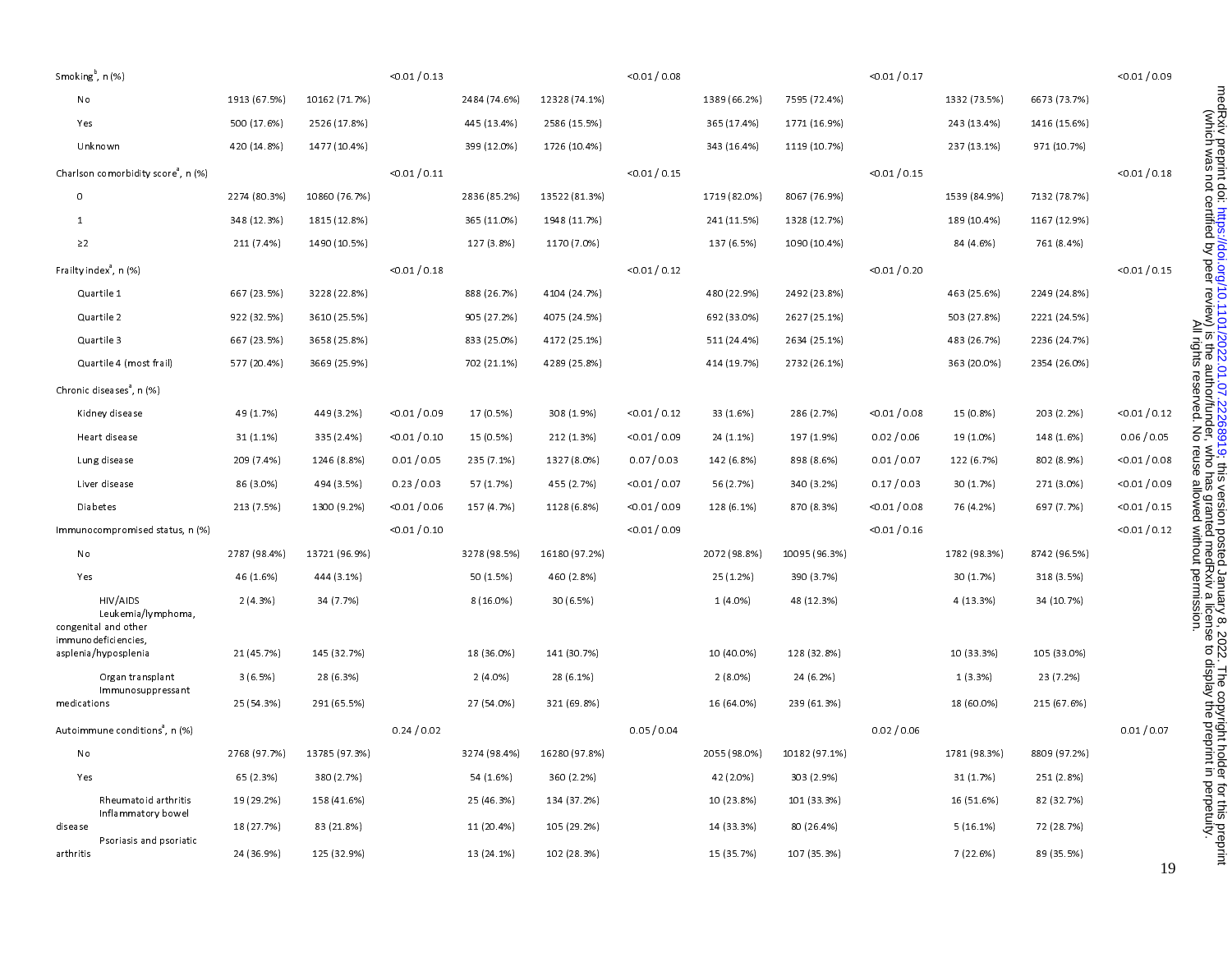| | | | | | | | | | | | | |
|---|---|---|---|---|---|---|---|---|---|---|---|---|
| Smoking[b], n (%) | | | <0.01 / 0.13 | | | <0.01 / 0.08 | | | <0.01 / 0.17 | | | <0.01 / 0.09 |
| No | 1913 (67.5%) | 10162 (71.7%) | | 2484 (74.6%) | 12328 (74.1%) | | 1389 (66.2%) | 7595 (72.4%) | | 1332 (73.5%) | 6673 (73.7%) | |
| Yes | 500 (17.6%) | 2526 (17.8%) | | 445 (13.4%) | 2586 (15.5%) | | 365 (17.4%) | 1771 (16.9%) | | 243 (13.4%) | 1416 (15.6%) | |
| Unknown | 420 (14.8%) | 1477 (10.4%) | | 399 (12.0%) | 1726 (10.4%) | | 343 (16.4%) | 1119 (10.7%) | | 237 (13.1%) | 971 (10.7%) | |
| Charlson comorbidity score[a], n (%) | | | <0.01 / 0.11 | | | <0.01 / 0.15 | | | <0.01 / 0.15 | | | <0.01 / 0.18 |
| 0 | 2274 (80.3%) | 10860 (76.7%) | | 2836 (85.2%) | 13522 (81.3%) | | 1719 (82.0%) | 8067 (76.9%) | | 1539 (84.9%) | 7132 (78.7%) | |
| 1 | 348 (12.3%) | 1815 (12.8%) | | 365 (11.0%) | 1948 (11.7%) | | 241 (11.5%) | 1328 (12.7%) | | 189 (10.4%) | 1167 (12.9%) | |
| ≥2 | 211 (7.4%) | 1490 (10.5%) | | 127 (3.8%) | 1170 (7.0%) | | 137 (6.5%) | 1090 (10.4%) | | 84 (4.6%) | 761 (8.4%) | |
| Frailty index[a], n (%) | | | <0.01 / 0.18 | | | <0.01 / 0.12 | | | <0.01 / 0.20 | | | <0.01 / 0.15 |
| Quartile 1 | 667 (23.5%) | 3228 (22.8%) | | 888 (26.7%) | 4104 (24.7%) | | 480 (22.9%) | 2492 (23.8%) | | 463 (25.6%) | 2249 (24.8%) | |
| Quartile 2 | 922 (32.5%) | 3610 (25.5%) | | 905 (27.2%) | 4075 (24.5%) | | 692 (33.0%) | 2627 (25.1%) | | 503 (27.8%) | 2221 (24.5%) | |
| Quartile 3 | 667 (23.5%) | 3658 (25.8%) | | 833 (25.0%) | 4172 (25.1%) | | 511 (24.4%) | 2634 (25.1%) | | 483 (26.7%) | 2236 (24.7%) | |
| Quartile 4 (most frail) | 577 (20.4%) | 3669 (25.9%) | | 702 (21.1%) | 4289 (25.8%) | | 414 (19.7%) | 2732 (26.1%) | | 363 (20.0%) | 2354 (26.0%) | |
| Chronic diseases[a], n (%) | | | | | | | | | | | | |
| Kidney disease | 49 (1.7%) | 449 (3.2%) | <0.01 / 0.09 | 17 (0.5%) | 308 (1.9%) | <0.01 / 0.12 | 33 (1.6%) | 286 (2.7%) | <0.01 / 0.08 | 15 (0.8%) | 203 (2.2%) | <0.01 / 0.12 |
| Heart disease | 31 (1.1%) | 335 (2.4%) | <0.01 / 0.10 | 15 (0.5%) | 212 (1.3%) | <0.01 / 0.09 | 24 (1.1%) | 197 (1.9%) | 0.02 / 0.06 | 19 (1.0%) | 148 (1.6%) | 0.06 / 0.05 |
| Lung disease | 209 (7.4%) | 1246 (8.8%) | 0.01 / 0.05 | 235 (7.1%) | 1327 (8.0%) | 0.07 / 0.03 | 142 (6.8%) | 898 (8.6%) | 0.01 / 0.07 | 122 (6.7%) | 802 (8.9%) | <0.01 / 0.08 |
| Liver disease | 86 (3.0%) | 494 (3.5%) | 0.23 / 0.03 | 57 (1.7%) | 455 (2.7%) | <0.01 / 0.07 | 56 (2.7%) | 340 (3.2%) | 0.17 / 0.03 | 30 (1.7%) | 271 (3.0%) | <0.01 / 0.09 |
| Diabetes | 213 (7.5%) | 1300 (9.2%) | <0.01 / 0.06 | 157 (4.7%) | 1128 (6.8%) | <0.01 / 0.09 | 128 (6.1%) | 870 (8.3%) | <0.01 / 0.08 | 76 (4.2%) | 697 (7.7%) | <0.01 / 0.15 |
| Immunocompromised status, n (%) | | | <0.01 / 0.10 | | | <0.01 / 0.09 | | | <0.01 / 0.16 | | | <0.01 / 0.12 |
| No | 2787 (98.4%) | 13721 (96.9%) | | 3278 (98.5%) | 16180 (97.2%) | | 2072 (98.8%) | 10095 (96.3%) | | 1782 (98.3%) | 8742 (96.5%) | |
| Yes | 46 (1.6%) | 444 (3.1%) | | 50 (1.5%) | 460 (2.8%) | | 25 (1.2%) | 390 (3.7%) | | 30 (1.7%) | 318 (3.5%) | |
| HIV/AIDS | 2 (4.3%) | 34 (7.7%) | | 8 (16.0%) | 30 (6.5%) | | 1 (4.0%) | 48 (12.3%) | | 4 (13.3%) | 34 (10.7%) | |
| Leukemia/lymphoma, congenital and other immunodeficiencies, asplenia/hyposplenia | 21 (45.7%) | 145 (32.7%) | | 18 (36.0%) | 141 (30.7%) | | 10 (40.0%) | 128 (32.8%) | | 10 (33.3%) | 105 (33.0%) | |
| Organ transplant | 3 (6.5%) | 28 (6.3%) | | 2 (4.0%) | 28 (6.1%) | | 2 (8.0%) | 24 (6.2%) | | 1 (3.3%) | 23 (7.2%) | |
| Immunosuppressant medications | 25 (54.3%) | 291 (65.5%) | | 27 (54.0%) | 321 (69.8%) | | 16 (64.0%) | 239 (61.3%) | | 18 (60.0%) | 215 (67.6%) | |
| Autoimmune conditions[a], n (%) | | | 0.24 / 0.02 | | | 0.05 / 0.04 | | | 0.02 / 0.06 | | | 0.01 / 0.07 |
| No | 2768 (97.7%) | 13785 (97.3%) | | 3274 (98.4%) | 16280 (97.8%) | | 2055 (98.0%) | 10182 (97.1%) | | 1781 (98.3%) | 8809 (97.2%) | |
| Yes | 65 (2.3%) | 380 (2.7%) | | 54 (1.6%) | 360 (2.2%) | | 42 (2.0%) | 303 (2.9%) | | 31 (1.7%) | 251 (2.8%) | |
| Rheumatoid arthritis | 19 (29.2%) | 158 (41.6%) | | 25 (46.3%) | 134 (37.2%) | | 10 (23.8%) | 101 (33.3%) | | 16 (51.6%) | 82 (32.7%) | |
| Inflammatory bowel disease | 18 (27.7%) | 83 (21.8%) | | 11 (20.4%) | 105 (29.2%) | | 14 (33.3%) | 80 (26.4%) | | 5 (16.1%) | 72 (28.7%) | |
| Psoriasis and psoriatic arthritis | 24 (36.9%) | 125 (32.9%) | | 13 (24.1%) | 102 (28.3%) | | 15 (35.7%) | 107 (35.3%) | | 7 (22.6%) | 89 (35.5%) | |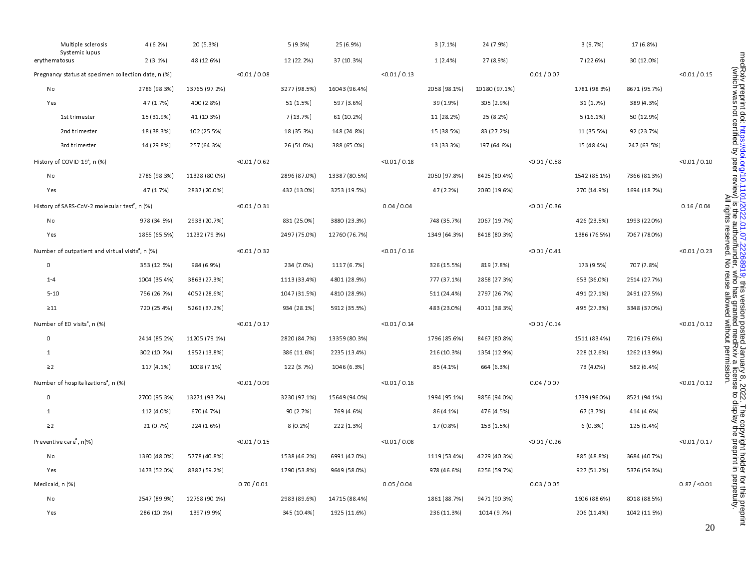| | | | | | | | | | | | |
|---|---|---|---|---|---|---|---|---|---|---|---|
| Multiple sclerosis | 4 (6.2%) | 20 (5.3%) | | 5 (9.3%) | 25 (6.9%) | | 3 (7.1%) | 24 (7.9%) | | 3 (9.7%) | 17 (6.8%) | |
| Systemic lupus erythematosus | 2 (3.1%) | 48 (12.6%) | | 12 (22.2%) | 37 (10.3%) | | 1 (2.4%) | 27 (8.9%) | | 7 (22.6%) | 30 (12.0%) | |
| Pregnancy status at specimen collection date, n (%) | | | <0.01 / 0.08 | | | <0.01 / 0.13 | | | 0.01 / 0.07 | | | <0.01 / 0.15 |
| No | 2786 (98.3%) | 13765 (97.2%) | | 3277 (98.5%) | 16043 (96.4%) | | 2058 (98.1%) | 10180 (97.1%) | | 1781 (98.3%) | 8671 (95.7%) | |
| Yes | 47 (1.7%) | 400 (2.8%) | | 51 (1.5%) | 597 (3.6%) | | 39 (1.9%) | 305 (2.9%) | | 31 (1.7%) | 389 (4.3%) | |
| 1st trimester | 15 (31.9%) | 41 (10.3%) | | 7 (13.7%) | 61 (10.2%) | | 11 (28.2%) | 25 (8.2%) | | 5 (16.1%) | 50 (12.9%) | |
| 2nd trimester | 18 (38.3%) | 102 (25.5%) | | 18 (35.3%) | 148 (24.8%) | | 15 (38.5%) | 83 (27.2%) | | 11 (35.5%) | 92 (23.7%) | |
| 3rd trimester | 14 (29.8%) | 257 (64.3%) | | 26 (51.0%) | 388 (65.0%) | | 13 (33.3%) | 197 (64.6%) | | 15 (48.4%) | 247 (63.5%) | |
| History of COVID-19[c], n (%) | | | <0.01 / 0.62 | | | <0.01 / 0.18 | | | <0.01 / 0.58 | | | <0.01 / 0.10 |
| No | 2786 (98.3%) | 11328 (80.0%) | | 2896 (87.0%) | 13387 (80.5%) | | 2050 (97.8%) | 8425 (80.4%) | | 1542 (85.1%) | 7366 (81.3%) | |
| Yes | 47 (1.7%) | 2837 (20.0%) | | 432 (13.0%) | 3253 (19.5%) | | 47 (2.2%) | 2060 (19.6%) | | 270 (14.9%) | 1694 (18.7%) | |
| History of SARS-CoV-2 molecular test[c], n (%) | | | <0.01 / 0.31 | | | 0.04 / 0.04 | | | <0.01 / 0.36 | | | 0.16 / 0.04 |
| No | 978 (34.5%) | 2933 (20.7%) | | 831 (25.0%) | 3880 (23.3%) | | 748 (35.7%) | 2067 (19.7%) | | 426 (23.5%) | 1993 (22.0%) | |
| Yes | 1855 (65.5%) | 11232 (79.3%) | | 2497 (75.0%) | 12760 (76.7%) | | 1349 (64.3%) | 8418 (80.3%) | | 1386 (76.5%) | 7067 (78.0%) | |
| Number of outpatient and virtual visits[a], n (%) | | | <0.01 / 0.32 | | | <0.01 / 0.16 | | | <0.01 / 0.41 | | | <0.01 / 0.23 |
| 0 | 353 (12.5%) | 984 (6.9%) | | 234 (7.0%) | 1117 (6.7%) | | 326 (15.5%) | 819 (7.8%) | | 173 (9.5%) | 707 (7.8%) | |
| 1-4 | 1004 (35.4%) | 3863 (27.3%) | | 1113 (33.4%) | 4801 (28.9%) | | 777 (37.1%) | 2858 (27.3%) | | 653 (36.0%) | 2514 (27.7%) | |
| 5-10 | 756 (26.7%) | 4052 (28.6%) | | 1047 (31.5%) | 4810 (28.9%) | | 511 (24.4%) | 2797 (26.7%) | | 491 (27.1%) | 2491 (27.5%) | |
| ≥11 | 720 (25.4%) | 5266 (37.2%) | | 934 (28.1%) | 5912 (35.5%) | | 483 (23.0%) | 4011 (38.3%) | | 495 (27.3%) | 3348 (37.0%) | |
| Number of ED visits[a], n (%) | | | <0.01 / 0.17 | | | <0.01 / 0.14 | | | <0.01 / 0.14 | | | <0.01 / 0.12 |
| 0 | 2414 (85.2%) | 11205 (79.1%) | | 2820 (84.7%) | 13359 (80.3%) | | 1796 (85.6%) | 8467 (80.8%) | | 1511 (83.4%) | 7216 (79.6%) | |
| 1 | 302 (10.7%) | 1952 (13.8%) | | 386 (11.6%) | 2235 (13.4%) | | 216 (10.3%) | 1354 (12.9%) | | 228 (12.6%) | 1262 (13.9%) | |
| ≥2 | 117 (4.1%) | 1008 (7.1%) | | 122 (3.7%) | 1046 (6.3%) | | 85 (4.1%) | 664 (6.3%) | | 73 (4.0%) | 582 (6.4%) | |
| Number of hospitalizations[a], n (%) | | | <0.01 / 0.09 | | | <0.01 / 0.16 | | | 0.04 / 0.07 | | | <0.01 / 0.12 |
| 0 | 2700 (95.3%) | 13271 (93.7%) | | 3230 (97.1%) | 15649 (94.0%) | | 1994 (95.1%) | 9856 (94.0%) | | 1739 (96.0%) | 8521 (94.1%) | |
| 1 | 112 (4.0%) | 670 (4.7%) | | 90 (2.7%) | 769 (4.6%) | | 86 (4.1%) | 476 (4.5%) | | 67 (3.7%) | 414 (4.6%) | |
| ≥2 | 21 (0.7%) | 224 (1.6%) | | 8 (0.2%) | 222 (1.3%) | | 17 (0.8%) | 153 (1.5%) | | 6 (0.3%) | 125 (1.4%) | |
| Preventive care[a], n(%) | | | <0.01 / 0.15 | | | <0.01 / 0.08 | | | <0.01 / 0.26 | | | <0.01 / 0.17 |
| No | 1360 (48.0%) | 5778 (40.8%) | | 1538 (46.2%) | 6991 (42.0%) | | 1119 (53.4%) | 4229 (40.3%) | | 885 (48.8%) | 3684 (40.7%) | |
| Yes | 1473 (52.0%) | 8387 (59.2%) | | 1790 (53.8%) | 9649 (58.0%) | | 978 (46.6%) | 6256 (59.7%) | | 927 (51.2%) | 5376 (59.3%) | |
| Medicaid, n (%) | | | 0.70 / 0.01 | | | 0.05 / 0.04 | | | 0.03 / 0.05 | | | 0.87 / <0.01 |
| No | 2547 (89.9%) | 12768 (90.1%) | | 2983 (89.6%) | 14715 (88.4%) | | 1861 (88.7%) | 9471 (90.3%) | | 1606 (88.6%) | 8018 (88.5%) | |
| Yes | 286 (10.1%) | 1397 (9.9%) | | 345 (10.4%) | 1925 (11.6%) | | 236 (11.3%) | 1014 (9.7%) | | 206 (11.4%) | 1042 (11.5%) | |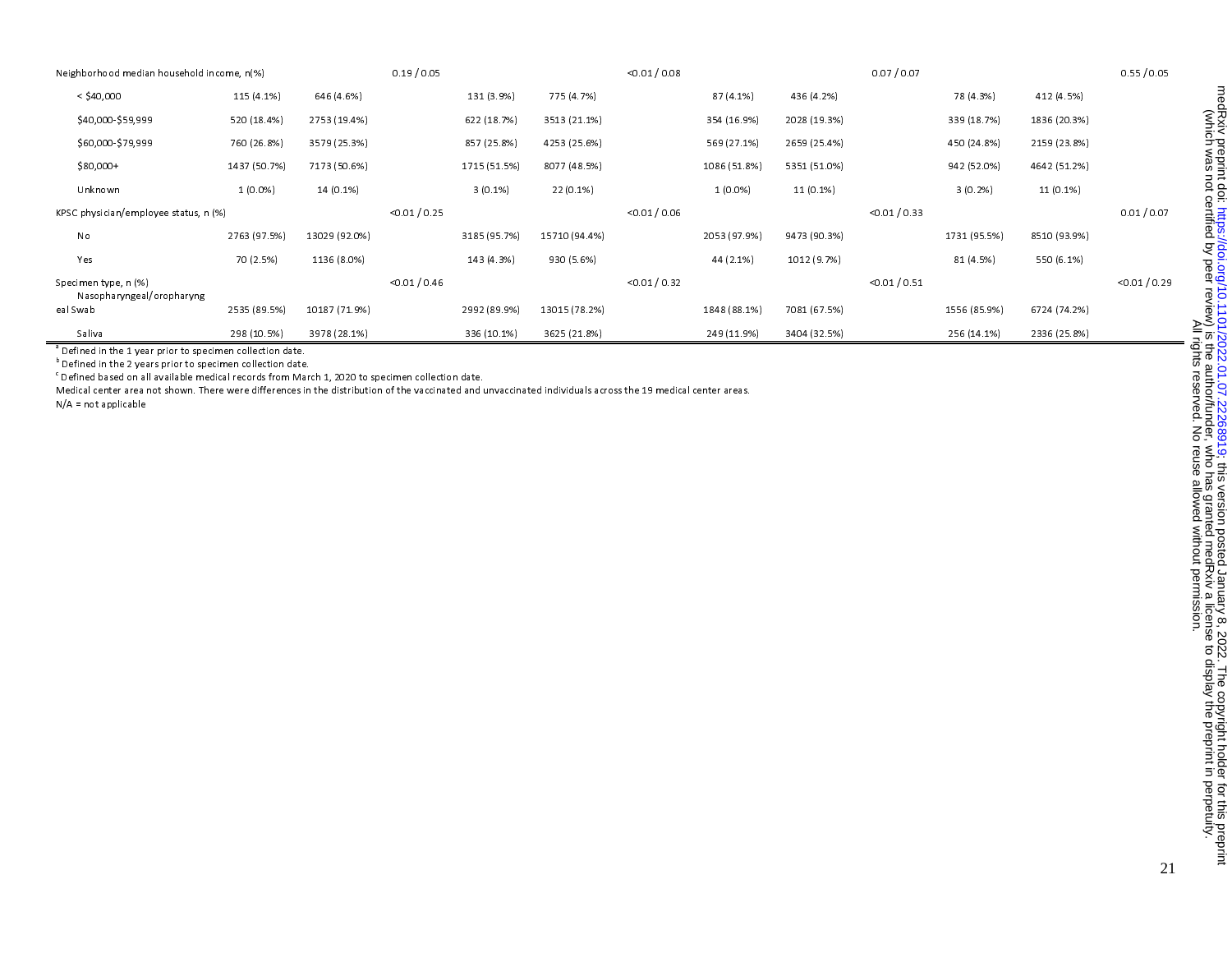| | | | | | | | | | | | |
|---|---|---|---|---|---|---|---|---|---|---|---|
| Neighborhood median household income, n(%) | | | 0.19 / 0.05 | | | <0.01 / 0.08 | | | 0.07 / 0.07 | | | 0.55 / 0.05 |
| < $40,000 | 115 (4.1%) | 646 (4.6%) | | 131 (3.9%) | 775 (4.7%) | | 87 (4.1%) | 436 (4.2%) | | 78 (4.3%) | 412 (4.5%) | |
| $40,000-$59,999 | 520 (18.4%) | 2753 (19.4%) | | 622 (18.7%) | 3513 (21.1%) | | 354 (16.9%) | 2028 (19.3%) | | 339 (18.7%) | 1836 (20.3%) | |
| $60,000-$79,999 | 760 (26.8%) | 3579 (25.3%) | | 857 (25.8%) | 4253 (25.6%) | | 569 (27.1%) | 2659 (25.4%) | | 450 (24.8%) | 2159 (23.8%) | |
| $80,000+ | 1437 (50.7%) | 7173 (50.6%) | | 1715 (51.5%) | 8077 (48.5%) | | 1086 (51.8%) | 5351 (51.0%) | | 942 (52.0%) | 4642 (51.2%) | |
| Unknown | 1 (0.0%) | 14 (0.1%) | | 3 (0.1%) | 22 (0.1%) | | 1 (0.0%) | 11 (0.1%) | | 3 (0.2%) | 11 (0.1%) | |
| KPSC physician/employee status, n (%) | | | <0.01 / 0.25 | | | <0.01 / 0.06 | | | <0.01 / 0.33 | | | 0.01 / 0.07 |
| No | 2763 (97.5%) | 13029 (92.0%) | | 3185 (95.7%) | 15710 (94.4%) | | 2053 (97.9%) | 9473 (90.3%) | | 1731 (95.5%) | 8510 (93.9%) | |
| Yes | 70 (2.5%) | 1136 (8.0%) | | 143 (4.3%) | 930 (5.6%) | | 44 (2.1%) | 1012 (9.7%) | | 81 (4.5%) | 550 (6.1%) | |
| Specimen type, n (%) | | | <0.01 / 0.46 | | | <0.01 / 0.32 | | | <0.01 / 0.51 | | | <0.01 / 0.29 |
| Nasopharyngeal/oropharyngeal Swab | 2535 (89.5%) | 10187 (71.9%) | | 2992 (89.9%) | 13015 (78.2%) | | 1848 (88.1%) | 7081 (67.5%) | | 1556 (85.9%) | 6724 (74.2%) | |
| Saliva | 298 (10.5%) | 3978 (28.1%) | | 336 (10.1%) | 3625 (21.8%) | | 249 (11.9%) | 3404 (32.5%) | | 256 (14.1%) | 2336 (25.8%) | |

[a] Defined in the 1 year prior to specimen collection date.

[b] Defined in the 2 years prior to specimen collection date.

[c] Defined based on all available medical records from March 1, 2020 to specimen collection date.

Medical center area not shown. There were differences in the distribution of the vaccinated and unvaccinated individuals across the 19 medical center areas.

N/A = not applicable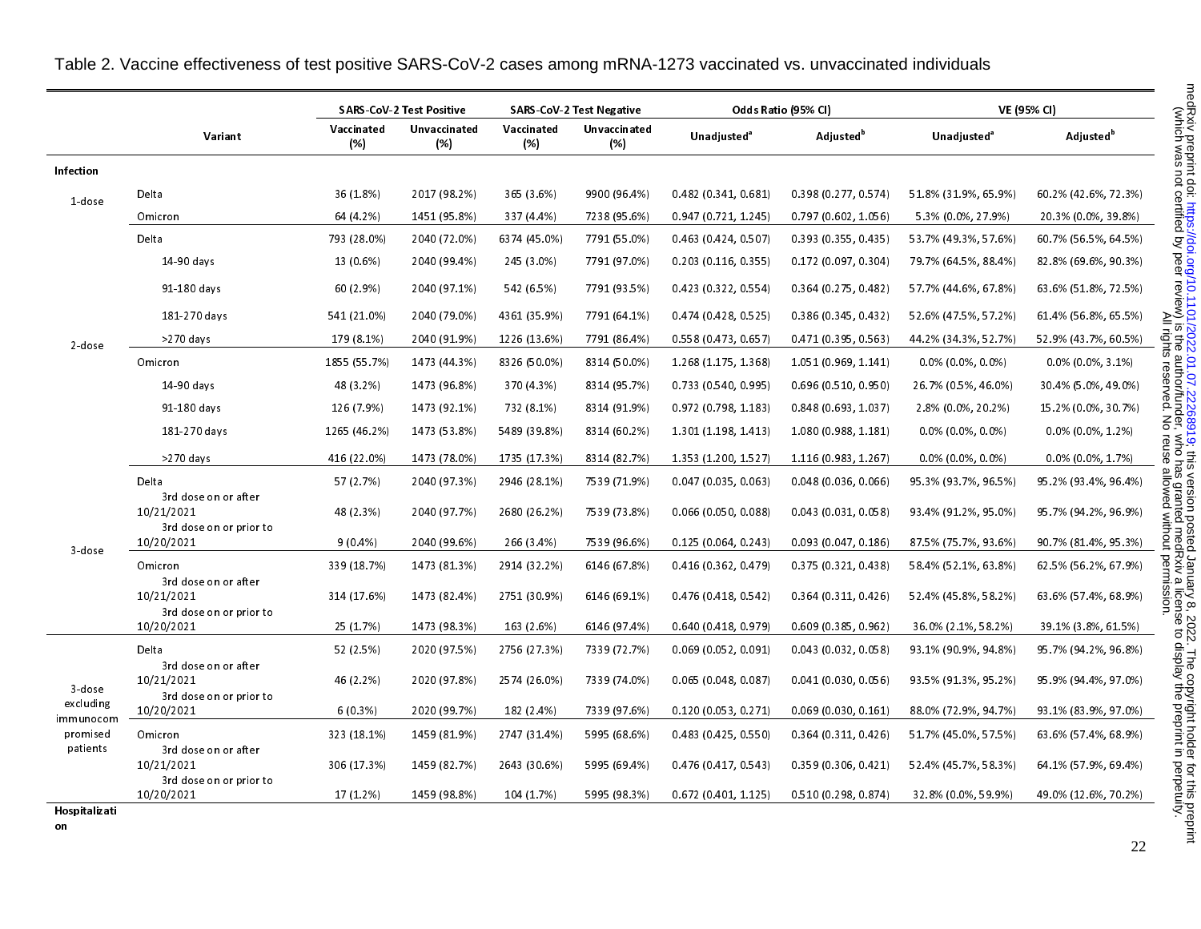Table 2. Vaccine effectiveness of test positive SARS-CoV-2 cases among mRNA-1273 vaccinated vs. unvaccinated individuals

| | Variant | SARS-CoV-2 Test Positive | | SARS-CoV-2 Test Negative | | Odds Ratio (95% CI) | | VE (95% CI) | |
|---|---|---|---|---|---|---|---|---|---|
| | | Vaccinated (%) | Unvaccinated (%) | Vaccinated (%) | Unvaccinated (%) | Unadjusted[a] | Adjusted[b] | Unadjusted[a] | Adjusted[b] |
| **Infection** | | | | | | | | | |
| 1-dose | Delta | 36 (1.8%) | 2017 (98.2%) | 365 (3.6%) | 9900 (96.4%) | 0.482 (0.341, 0.681) | 0.398 (0.277, 0.574) | 51.8% (31.9%, 65.9%) | 60.2% (42.6%, 72.3%) |
| | Omicron | 64 (4.2%) | 1451 (95.8%) | 337 (4.4%) | 7238 (95.6%) | 0.947 (0.721, 1.245) | 0.797 (0.602, 1.056) | 5.3% (0.0%, 27.9%) | 20.3% (0.0%, 39.8%) |
| 2-dose | Delta | 793 (28.0%) | 2040 (72.0%) | 6374 (45.0%) | 7791 (55.0%) | 0.463 (0.424, 0.507) | 0.393 (0.355, 0.435) | 53.7% (49.3%, 57.6%) | 60.7% (56.5%, 64.5%) |
| | 14-90 days | 13 (0.6%) | 2040 (99.4%) | 245 (3.0%) | 7791 (97.0%) | 0.203 (0.116, 0.355) | 0.172 (0.097, 0.304) | 79.7% (64.5%, 88.4%) | 82.8% (69.6%, 90.3%) |
| | 91-180 days | 60 (2.9%) | 2040 (97.1%) | 542 (6.5%) | 7791 (93.5%) | 0.423 (0.322, 0.554) | 0.364 (0.275, 0.482) | 57.7% (44.6%, 67.8%) | 63.6% (51.8%, 72.5%) |
| | 181-270 days | 541 (21.0%) | 2040 (79.0%) | 4361 (35.9%) | 7791 (64.1%) | 0.474 (0.428, 0.525) | 0.386 (0.345, 0.432) | 52.6% (47.5%, 57.2%) | 61.4% (56.8%, 65.5%) |
| | >270 days | 179 (8.1%) | 2040 (91.9%) | 1226 (13.6%) | 7791 (86.4%) | 0.558 (0.473, 0.657) | 0.471 (0.395, 0.563) | 44.2% (34.3%, 52.7%) | 52.9% (43.7%, 60.5%) |
| | Omicron | 1855 (55.7%) | 1473 (44.3%) | 8326 (50.0%) | 8314 (50.0%) | 1.268 (1.175, 1.368) | 1.051 (0.969, 1.141) | 0.0% (0.0%, 0.0%) | 0.0% (0.0%, 3.1%) |
| | 14-90 days | 48 (3.2%) | 1473 (96.8%) | 370 (4.3%) | 8314 (95.7%) | 0.733 (0.540, 0.995) | 0.696 (0.510, 0.950) | 26.7% (0.5%, 46.0%) | 30.4% (5.0%, 49.0%) |
| | 91-180 days | 126 (7.9%) | 1473 (92.1%) | 732 (8.1%) | 8314 (91.9%) | 0.972 (0.798, 1.183) | 0.848 (0.693, 1.037) | 2.8% (0.0%, 20.2%) | 15.2% (0.0%, 30.7%) |
| | 181-270 days | 1265 (46.2%) | 1473 (53.8%) | 5489 (39.8%) | 8314 (60.2%) | 1.301 (1.198, 1.413) | 1.080 (0.988, 1.181) | 0.0% (0.0%, 0.0%) | 0.0% (0.0%, 1.2%) |
| | >270 days | 416 (22.0%) | 1473 (78.0%) | 1735 (17.3%) | 8314 (82.7%) | 1.353 (1.200, 1.527) | 1.116 (0.983, 1.267) | 0.0% (0.0%, 0.0%) | 0.0% (0.0%, 1.7%) |
| 3-dose | Delta | 57 (2.7%) | 2040 (97.3%) | 2946 (28.1%) | 7539 (71.9%) | 0.047 (0.035, 0.063) | 0.048 (0.036, 0.066) | 95.3% (93.7%, 96.5%) | 95.2% (93.4%, 96.4%) |
| | 3rd dose on or after 10/21/2021 | 48 (2.3%) | 2040 (97.7%) | 2680 (26.2%) | 7539 (73.8%) | 0.066 (0.050, 0.088) | 0.043 (0.031, 0.058) | 93.4% (91.2%, 95.0%) | 95.7% (94.2%, 96.9%) |
| | 3rd dose on or prior to 10/20/2021 | 9 (0.4%) | 2040 (99.6%) | 266 (3.4%) | 7539 (96.6%) | 0.125 (0.064, 0.243) | 0.093 (0.047, 0.186) | 87.5% (75.7%, 93.6%) | 90.7% (81.4%, 95.3%) |
| | Omicron | 339 (18.7%) | 1473 (81.3%) | 2914 (32.2%) | 6146 (67.8%) | 0.416 (0.362, 0.479) | 0.375 (0.321, 0.438) | 58.4% (52.1%, 63.8%) | 62.5% (56.2%, 67.9%) |
| | 3rd dose on or after 10/21/2021 | 314 (17.6%) | 1473 (82.4%) | 2751 (30.9%) | 6146 (69.1%) | 0.476 (0.418, 0.542) | 0.364 (0.311, 0.426) | 52.4% (45.8%, 58.2%) | 63.6% (57.4%, 68.9%) |
| | 3rd dose on or prior to 10/20/2021 | 25 (1.7%) | 1473 (98.3%) | 163 (2.6%) | 6146 (97.4%) | 0.640 (0.418, 0.979) | 0.609 (0.385, 0.962) | 36.0% (2.1%, 58.2%) | 39.1% (3.8%, 61.5%) |
| 3-dose excluding immunocompromised patients | Delta | 52 (2.5%) | 2020 (97.5%) | 2756 (27.3%) | 7339 (72.7%) | 0.069 (0.052, 0.091) | 0.043 (0.032, 0.058) | 93.1% (90.9%, 94.8%) | 95.7% (94.2%, 96.8%) |
| | 3rd dose on or after 10/21/2021 | 46 (2.2%) | 2020 (97.8%) | 2574 (26.0%) | 7339 (74.0%) | 0.065 (0.048, 0.087) | 0.041 (0.030, 0.056) | 93.5% (91.3%, 95.2%) | 95.9% (94.4%, 97.0%) |
| | 3rd dose on or prior to 10/20/2021 | 6 (0.3%) | 2020 (99.7%) | 182 (2.4%) | 7339 (97.6%) | 0.120 (0.053, 0.271) | 0.069 (0.030, 0.161) | 88.0% (72.9%, 94.7%) | 93.1% (83.9%, 97.0%) |
| | Omicron | 323 (18.1%) | 1459 (81.9%) | 2747 (31.4%) | 5995 (68.6%) | 0.483 (0.425, 0.550) | 0.364 (0.311, 0.426) | 51.7% (45.0%, 57.5%) | 63.6% (57.4%, 68.9%) |
| | 3rd dose on or after 10/21/2021 | 306 (17.3%) | 1459 (82.7%) | 2643 (30.6%) | 5995 (69.4%) | 0.476 (0.417, 0.543) | 0.359 (0.306, 0.421) | 52.4% (45.7%, 58.3%) | 64.1% (57.9%, 69.4%) |
| | 3rd dose on or prior to 10/20/2021 | 17 (1.2%) | 1459 (98.8%) | 104 (1.7%) | 5995 (98.3%) | 0.672 (0.401, 1.125) | 0.510 (0.298, 0.874) | 32.8% (0.0%, 59.9%) | 49.0% (12.6%, 70.2%) |
| **Hospitalization** | | | | | | | | | |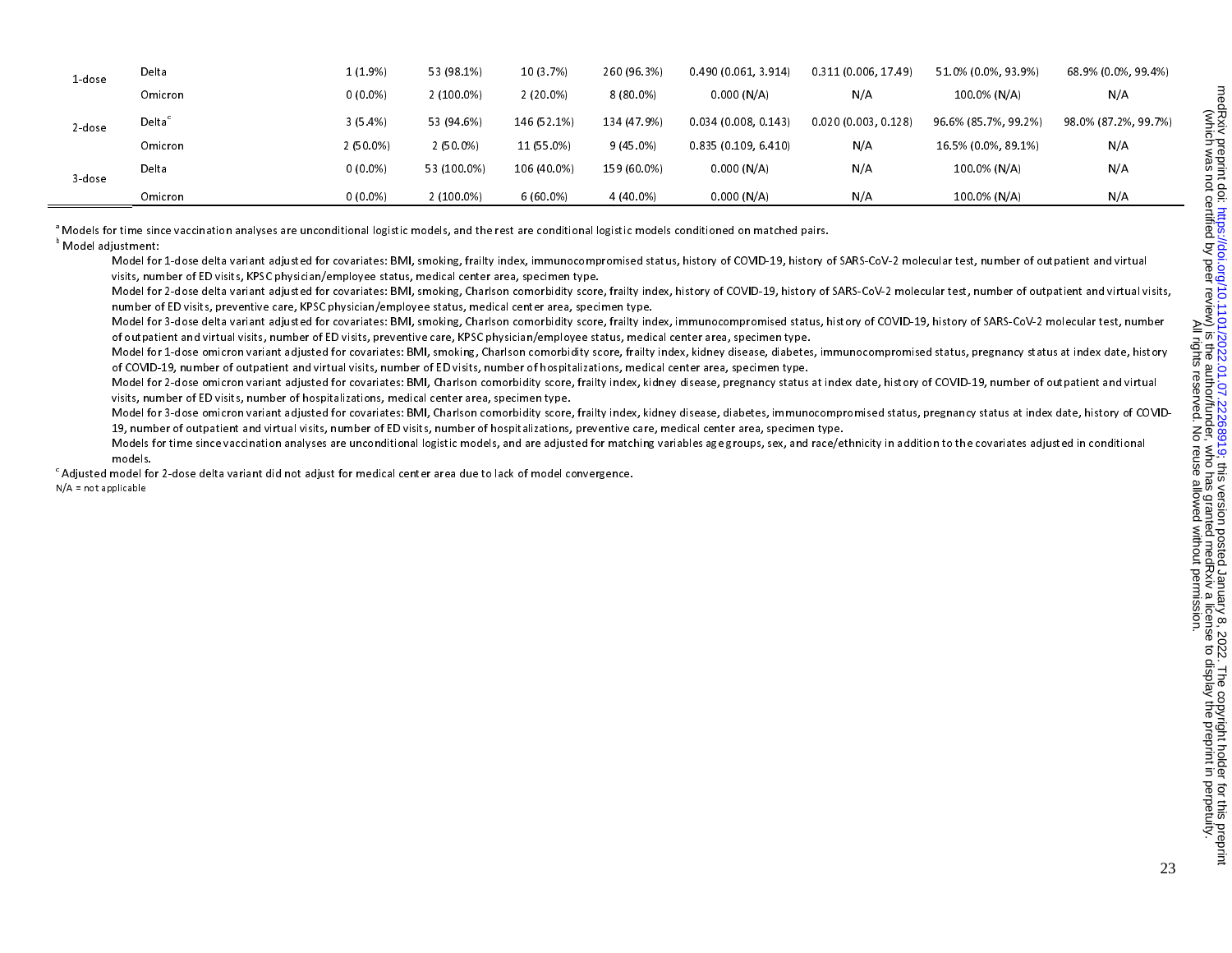| | | | | | | | | | |
|---|---|---|---|---|---|---|---|---|---|
| 1-dose | Delta | 1 (1.9%) | 53 (98.1%) | 10 (3.7%) | 260 (96.3%) | 0.490 (0.061, 3.914) | 0.311 (0.006, 17.49) | 51.0% (0.0%, 93.9%) | 68.9% (0.0%, 99.4%) |
| | Omicron | 0 (0.0%) | 2 (100.0%) | 2 (20.0%) | 8 (80.0%) | 0.000 (N/A) | N/A | 100.0% (N/A) | N/A |
| 2-dose | Delta[c] | 3 (5.4%) | 53 (94.6%) | 146 (52.1%) | 134 (47.9%) | 0.034 (0.008, 0.143) | 0.020 (0.003, 0.128) | 96.6% (85.7%, 99.2%) | 98.0% (87.2%, 99.7%) |
| | Omicron | 2 (50.0%) | 2 (50.0%) | 11 (55.0%) | 9 (45.0%) | 0.835 (0.109, 6.410) | N/A | 16.5% (0.0%, 89.1%) | N/A |
| 3-dose | Delta | 0 (0.0%) | 53 (100.0%) | 106 (40.0%) | 159 (60.0%) | 0.000 (N/A) | N/A | 100.0% (N/A) | N/A |
| | Omicron | 0 (0.0%) | 2 (100.0%) | 6 (60.0%) | 4 (40.0%) | 0.000 (N/A) | N/A | 100.0% (N/A) | N/A |

[a] Models for time since vaccination analyses are unconditional logistic models, and the rest are conditional logistic models conditioned on matched pairs.

[b] Model adjustment:

Model for 1-dose delta variant adjusted for covariates: BMI, smoking, frailty index, immunocompromised status, history of COVID-19, history of SARS-CoV-2 molecular test, number of outpatient and virtual visits, number of ED visits, KPSC physician/employee status, medical center area, specimen type.

Model for 2-dose delta variant adjusted for covariates: BMI, smoking, Charlson comorbidity score, frailty index, history of COVID-19, history of SARS-CoV-2 molecular test, number of outpatient and virtual visits, number of ED visits, preventive care, KPSC physician/employee status, medical center area, specimen type.

Model for 3-dose delta variant adjusted for covariates: BMI, smoking, Charlson comorbidity score, frailty index, immunocompromised status, history of COVID-19, history of SARS-CoV-2 molecular test, number of outpatient and virtual visits, number of ED visits, preventive care, KPSC physician/employee status, medical center area, specimen type.

Model for 1-dose omicron variant adjusted for covariates: BMI, smoking, Charlson comorbidity score, frailty index, kidney disease, diabetes, immunocompromised status, pregnancy status at index date, history of COVID-19, number of outpatient and virtual visits, number of ED visits, number of hospitalizations, medical center area, specimen type.

Model for 2-dose omicron variant adjusted for covariates: BMI, Charlson comorbidity score, frailty index, kidney disease, pregnancy status at index date, history of COVID-19, number of outpatient and virtual visits, number of ED visits, number of hospitalizations, medical center area, specimen type.

Model for 3-dose omicron variant adjusted for covariates: BMI, Charlson comorbidity score, frailty index, kidney disease, diabetes, immunocompromised status, pregnancy status at index date, history of COVID-19, number of outpatient and virtual visits, number of ED visits, number of hospitalizations, preventive care, medical center area, specimen type.

Models for time since vaccination analyses are unconditional logistic models, and are adjusted for matching variables age groups, sex, and race/ethnicity in addition to the covariates adjusted in conditional models.

[c] Adjusted model for 2-dose delta variant did not adjust for medical center area due to lack of model convergence.

N/A = not applicable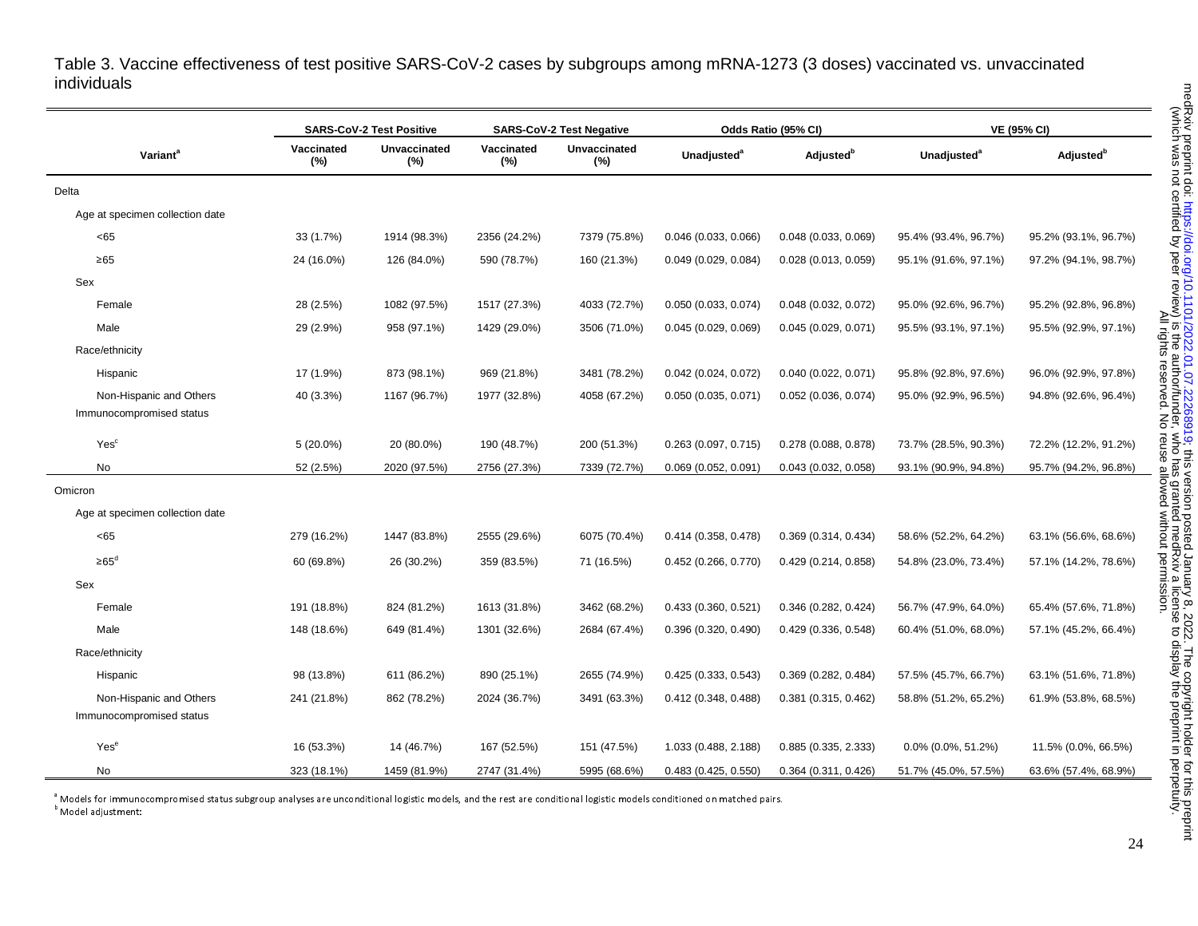Table 3. Vaccine effectiveness of test positive SARS-CoV-2 cases by subgroups among mRNA-1273 (3 doses) vaccinated vs. unvaccinated individuals

| Variant[a] | SARS-CoV-2 Test Positive | | SARS-CoV-2 Test Negative | | Odds Ratio (95% CI) | | VE (95% CI) | |
|---|---|---|---|---|---|---|---|---|
| | Vaccinated (%) | Unvaccinated (%) | Vaccinated (%) | Unvaccinated (%) | Unadjusted[a] | Adjusted[b] | Unadjusted[a] | Adjusted[b] |
| Delta | | | | | | | | |
| Age at specimen collection date | | | | | | | | |
| <65 | 33 (1.7%) | 1914 (98.3%) | 2356 (24.2%) | 7379 (75.8%) | 0.046 (0.033, 0.066) | 0.048 (0.033, 0.069) | 95.4% (93.4%, 96.7%) | 95.2% (93.1%, 96.7%) |
| ≥65 | 24 (16.0%) | 126 (84.0%) | 590 (78.7%) | 160 (21.3%) | 0.049 (0.029, 0.084) | 0.028 (0.013, 0.059) | 95.1% (91.6%, 97.1%) | 97.2% (94.1%, 98.7%) |
| Sex | | | | | | | | |
| Female | 28 (2.5%) | 1082 (97.5%) | 1517 (27.3%) | 4033 (72.7%) | 0.050 (0.033, 0.074) | 0.048 (0.032, 0.072) | 95.0% (92.6%, 96.7%) | 95.2% (92.8%, 96.8%) |
| Male | 29 (2.9%) | 958 (97.1%) | 1429 (29.0%) | 3506 (71.0%) | 0.045 (0.029, 0.069) | 0.045 (0.029, 0.071) | 95.5% (93.1%, 97.1%) | 95.5% (92.9%, 97.1%) |
| Race/ethnicity | | | | | | | | |
| Hispanic | 17 (1.9%) | 873 (98.1%) | 969 (21.8%) | 3481 (78.2%) | 0.042 (0.024, 0.072) | 0.040 (0.022, 0.071) | 95.8% (92.8%, 97.6%) | 96.0% (92.9%, 97.8%) |
| Non-Hispanic and Others | 40 (3.3%) | 1167 (96.7%) | 1977 (32.8%) | 4058 (67.2%) | 0.050 (0.035, 0.071) | 0.052 (0.036, 0.074) | 95.0% (92.9%, 96.5%) | 94.8% (92.6%, 96.4%) |
| Immunocompromised status | | | | | | | | |
| Yes[c] | 5 (20.0%) | 20 (80.0%) | 190 (48.7%) | 200 (51.3%) | 0.263 (0.097, 0.715) | 0.278 (0.088, 0.878) | 73.7% (28.5%, 90.3%) | 72.2% (12.2%, 91.2%) |
| No | 52 (2.5%) | 2020 (97.5%) | 2756 (27.3%) | 7339 (72.7%) | 0.069 (0.052, 0.091) | 0.043 (0.032, 0.058) | 93.1% (90.9%, 94.8%) | 95.7% (94.2%, 96.8%) |
| Omicron | | | | | | | | |
| Age at specimen collection date | | | | | | | | |
| <65 | 279 (16.2%) | 1447 (83.8%) | 2555 (29.6%) | 6075 (70.4%) | 0.414 (0.358, 0.478) | 0.369 (0.314, 0.434) | 58.6% (52.2%, 64.2%) | 63.1% (56.6%, 68.6%) |
| ≥65[d] | 60 (69.8%) | 26 (30.2%) | 359 (83.5%) | 71 (16.5%) | 0.452 (0.266, 0.770) | 0.429 (0.214, 0.858) | 54.8% (23.0%, 73.4%) | 57.1% (14.2%, 78.6%) |
| Sex | | | | | | | | |
| Female | 191 (18.8%) | 824 (81.2%) | 1613 (31.8%) | 3462 (68.2%) | 0.433 (0.360, 0.521) | 0.346 (0.282, 0.424) | 56.7% (47.9%, 64.0%) | 65.4% (57.6%, 71.8%) |
| Male | 148 (18.6%) | 649 (81.4%) | 1301 (32.6%) | 2684 (67.4%) | 0.396 (0.320, 0.490) | 0.429 (0.336, 0.548) | 60.4% (51.0%, 68.0%) | 57.1% (45.2%, 66.4%) |
| Race/ethnicity | | | | | | | | |
| Hispanic | 98 (13.8%) | 611 (86.2%) | 890 (25.1%) | 2655 (74.9%) | 0.425 (0.333, 0.543) | 0.369 (0.282, 0.484) | 57.5% (45.7%, 66.7%) | 63.1% (51.6%, 71.8%) |
| Non-Hispanic and Others | 241 (21.8%) | 862 (78.2%) | 2024 (36.7%) | 3491 (63.3%) | 0.412 (0.348, 0.488) | 0.381 (0.315, 0.462) | 58.8% (51.2%, 65.2%) | 61.9% (53.8%, 68.5%) |
| Immunocompromised status | | | | | | | | |
| Yes[e] | 16 (53.3%) | 14 (46.7%) | 167 (52.5%) | 151 (47.5%) | 1.033 (0.488, 2.188) | 0.885 (0.335, 2.333) | 0.0% (0.0%, 51.2%) | 11.5% (0.0%, 66.5%) |
| No | 323 (18.1%) | 1459 (81.9%) | 2747 (31.4%) | 5995 (68.6%) | 0.483 (0.425, 0.550) | 0.364 (0.311, 0.426) | 51.7% (45.0%, 57.5%) | 63.6% (57.4%, 68.9%) |

[a] Models for immunocompromised status subgroup analyses are unconditional logistic models, and the rest are conditional logistic models conditioned on matched pairs.
[b] Model adjustment: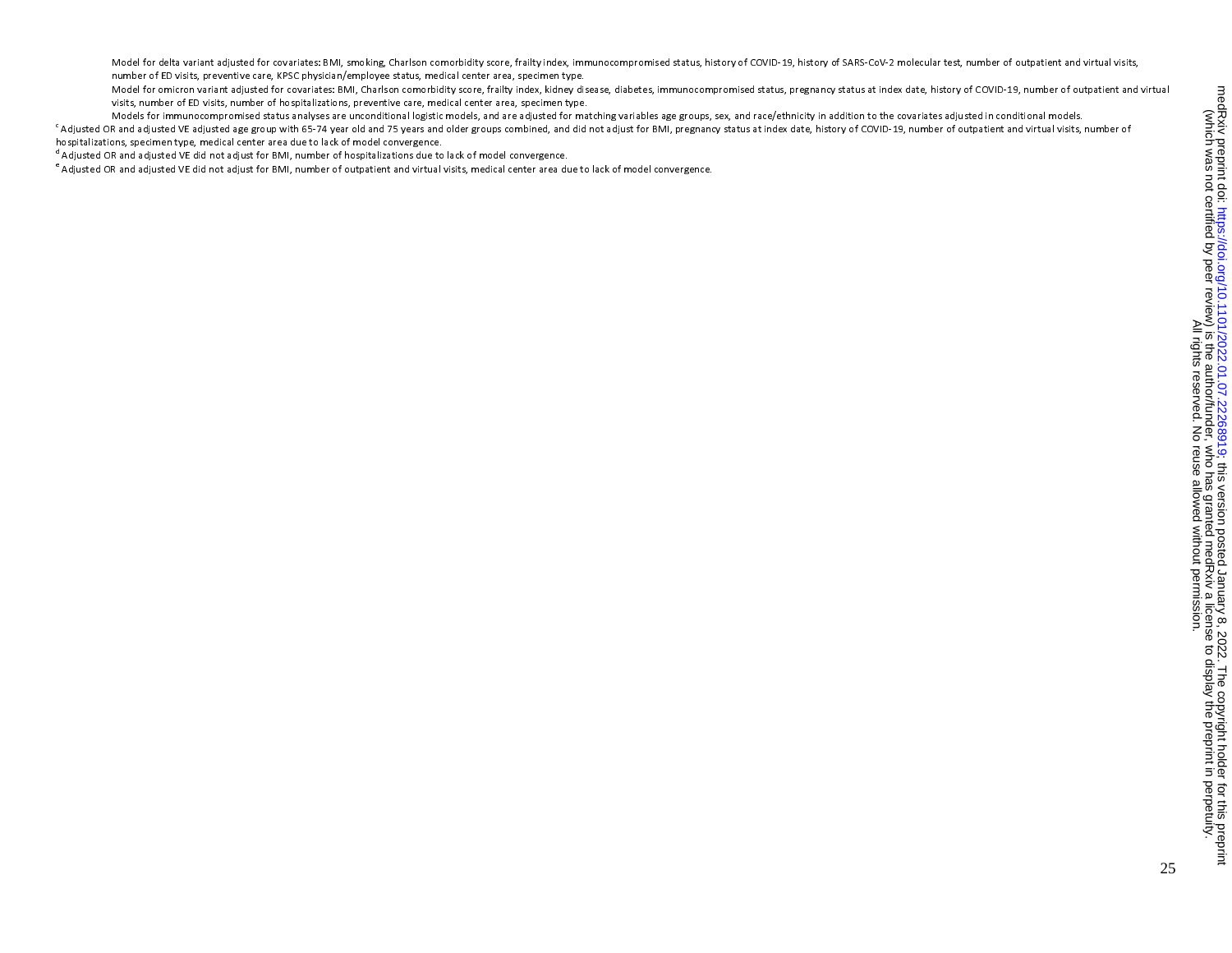Model for delta variant adjusted for covariates: BMI, smoking, Charlson comorbidity score, frailty index, immunocompromised status, history of COVID-19, history of SARS-CoV-2 molecular test, number of outpatient and virtual visits, number of ED visits, preventive care, KPSC physician/employee status, medical center area, specimen type.

Model for omicron variant adjusted for covariates: BMI, Charlson comorbidity score, frailty index, kidney disease, diabetes, immunocompromised status, pregnancy status at index date, history of COVID-19, number of outpatient and virtual visits, number of ED visits, number of hospitalizations, preventive care, medical center area, specimen type.

Models for immunocompromised status analyses are unconditional logistic models, and are adjusted for matching variables age groups, sex, and race/ethnicity in addition to the covariates adjusted in conditional models.

[c] Adjusted OR and adjusted VE adjusted age group with 65-74 year old and 75 years and older groups combined, and did not adjust for BMI, pregnancy status at index date, history of COVID-19, number of outpatient and virtual visits, number of hospitalizations, specimen type, medical center area due to lack of model convergence.

[d] Adjusted OR and adjusted VE did not adjust for BMI, number of hospitalizations due to lack of model convergence.

[e] Adjusted OR and adjusted VE did not adjust for BMI, number of outpatient and virtual visits, medical center area due to lack of model convergence.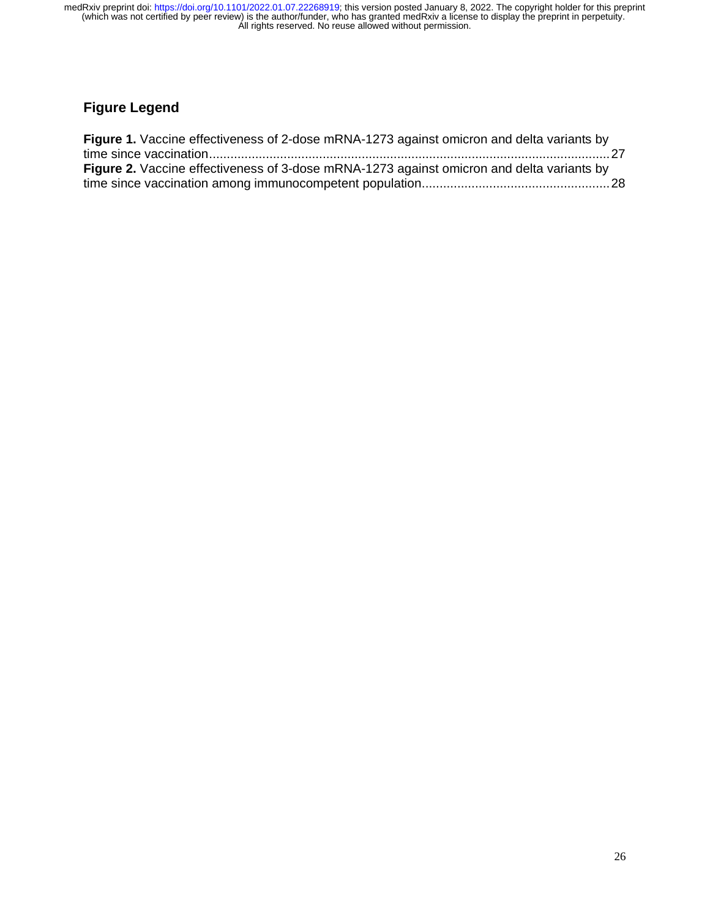## Figure Legend

**Figure 1.** Vaccine effectiveness of 2-dose mRNA-1273 against omicron and delta variants by time since vaccination....................................................................................................................27

**Figure 2.** Vaccine effectiveness of 3-dose mRNA-1273 against omicron and delta variants by time since vaccination among immunocompetent population....................................................28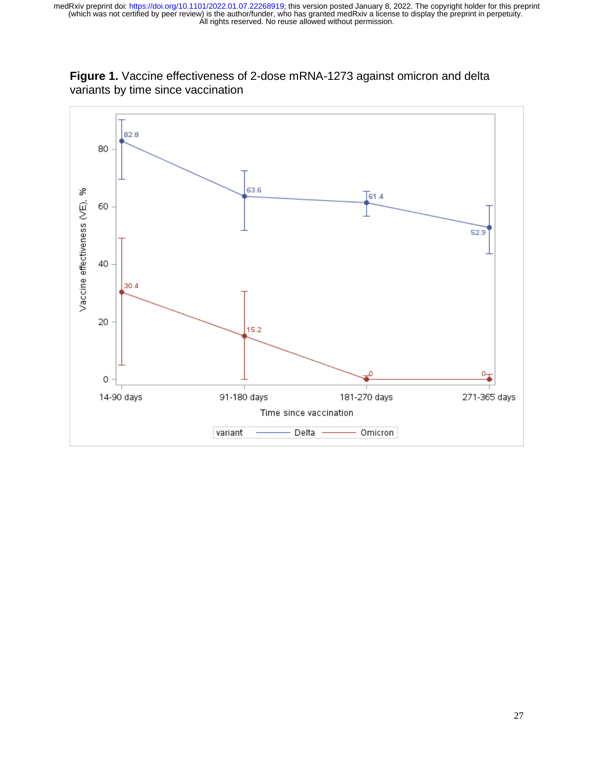**Figure 1.** Vaccine effectiveness of 2-dose mRNA-1273 against omicron and delta variants by time since vaccination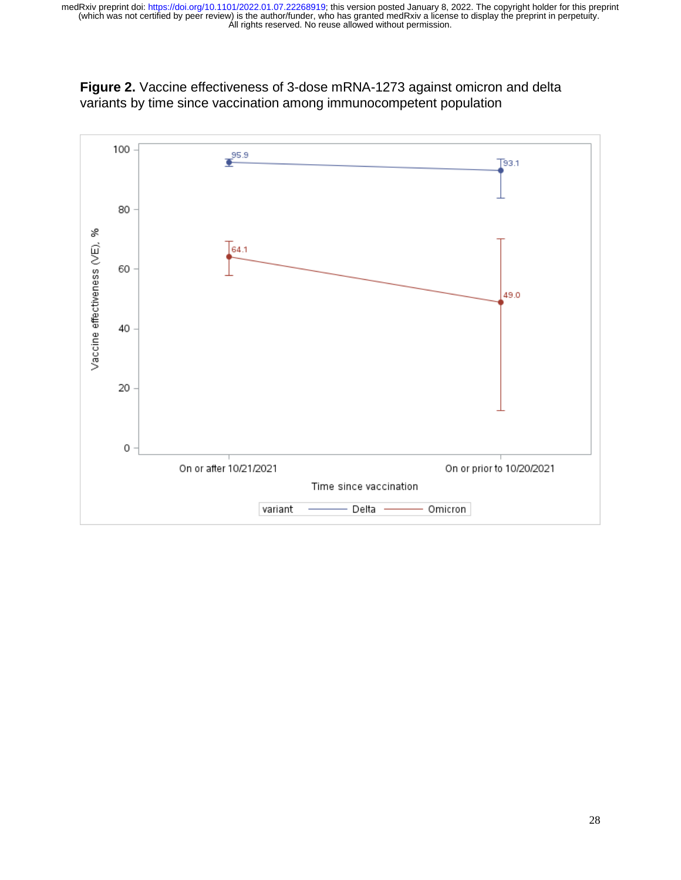**Figure 2.** Vaccine effectiveness of 3-dose mRNA-1273 against omicron and delta variants by time since vaccination among immunocompetent population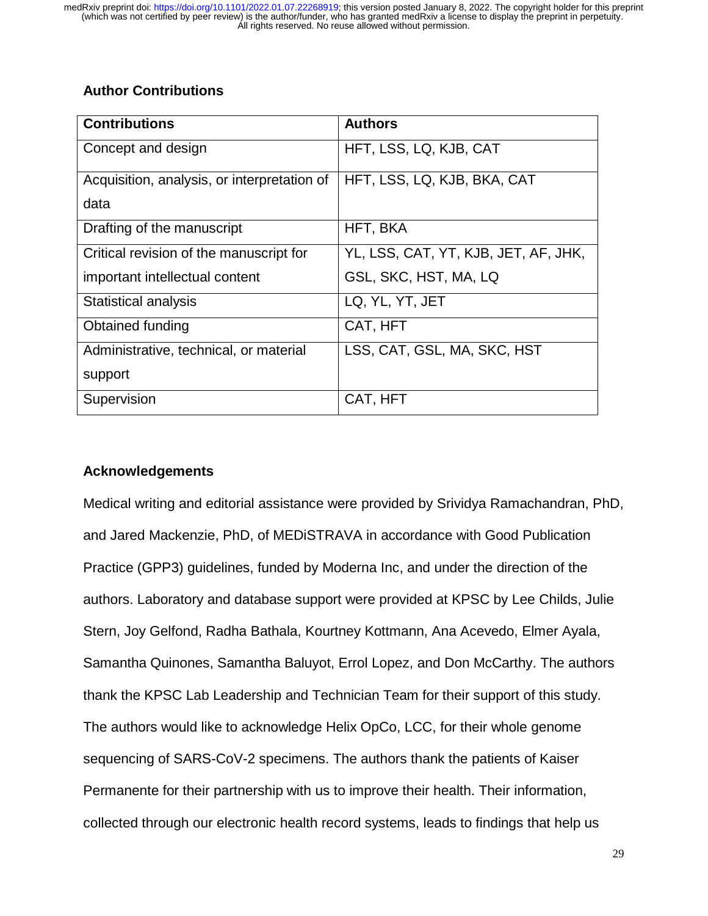## Author Contributions

| Contributions | Authors |
|---|---|
| Concept and design | HFT, LSS, LQ, KJB, CAT |
| Acquisition, analysis, or interpretation of data | HFT, LSS, LQ, KJB, BKA, CAT |
| Drafting of the manuscript | HFT, BKA |
| Critical revision of the manuscript for important intellectual content | YL, LSS, CAT, YT, KJB, JET, AF, JHK, GSL, SKC, HST, MA, LQ |
| Statistical analysis | LQ, YL, YT, JET |
| Obtained funding | CAT, HFT |
| Administrative, technical, or material support | LSS, CAT, GSL, MA, SKC, HST |
| Supervision | CAT, HFT |

## Acknowledgements

Medical writing and editorial assistance were provided by Srividya Ramachandran, PhD, and Jared Mackenzie, PhD, of MEDiSTRAVA in accordance with Good Publication Practice (GPP3) guidelines, funded by Moderna Inc, and under the direction of the authors. Laboratory and database support were provided at KPSC by Lee Childs, Julie Stern, Joy Gelfond, Radha Bathala, Kourtney Kottmann, Ana Acevedo, Elmer Ayala, Samantha Quinones, Samantha Baluyot, Errol Lopez, and Don McCarthy. The authors thank the KPSC Lab Leadership and Technician Team for their support of this study. The authors would like to acknowledge Helix OpCo, LCC, for their whole genome sequencing of SARS-CoV-2 specimens. The authors thank the patients of Kaiser Permanente for their partnership with us to improve their health. Their information, collected through our electronic health record systems, leads to findings that help us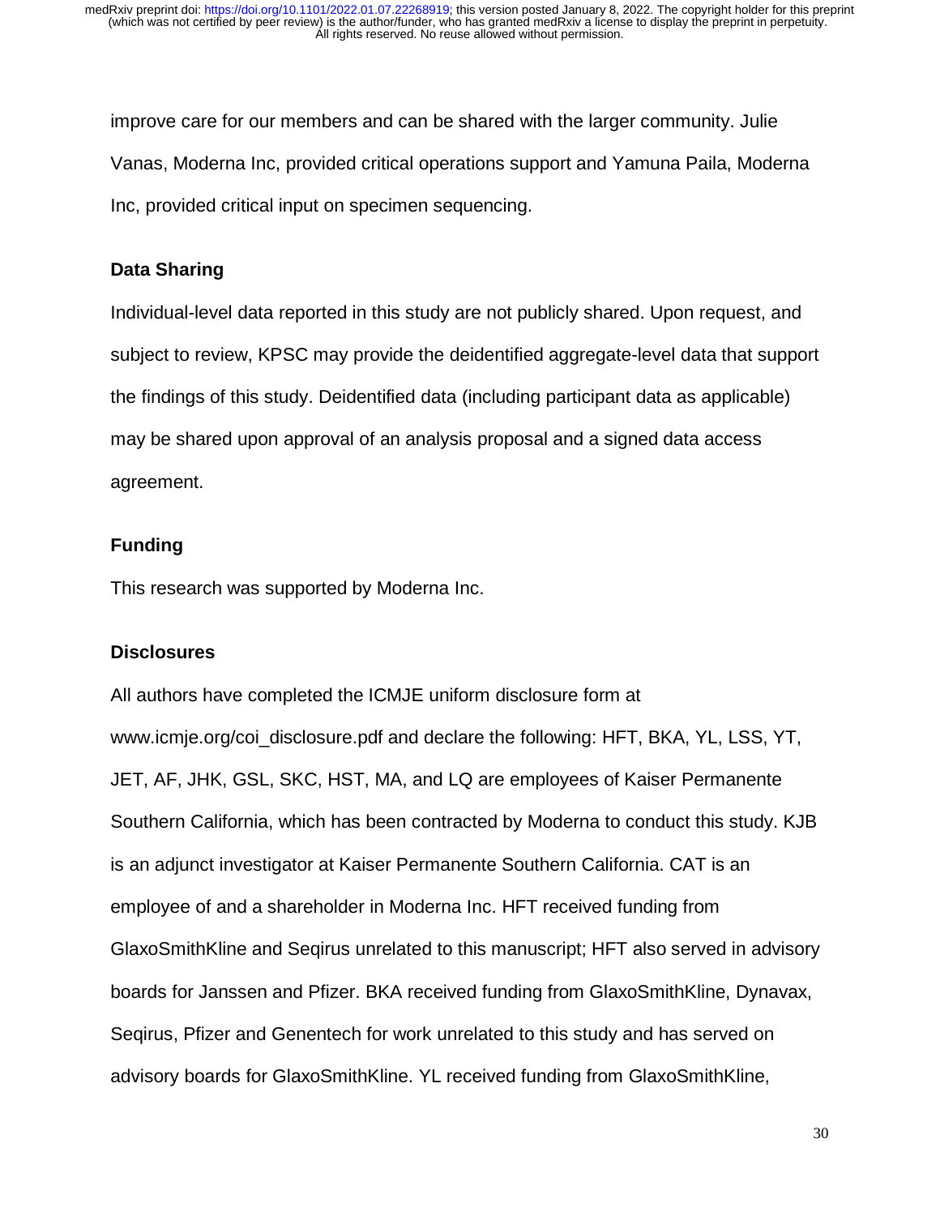improve care for our members and can be shared with the larger community. Julie Vanas, Moderna Inc, provided critical operations support and Yamuna Paila, Moderna Inc, provided critical input on specimen sequencing.

## Data Sharing

Individual-level data reported in this study are not publicly shared. Upon request, and subject to review, KPSC may provide the deidentified aggregate-level data that support the findings of this study. Deidentified data (including participant data as applicable) may be shared upon approval of an analysis proposal and a signed data access agreement.

## Funding

This research was supported by Moderna Inc.

## Disclosures

All authors have completed the ICMJE uniform disclosure form at www.icmje.org/coi_disclosure.pdf and declare the following: HFT, BKA, YL, LSS, YT, JET, AF, JHK, GSL, SKC, HST, MA, and LQ are employees of Kaiser Permanente Southern California, which has been contracted by Moderna to conduct this study. KJB is an adjunct investigator at Kaiser Permanente Southern California. CAT is an employee of and a shareholder in Moderna Inc. HFT received funding from GlaxoSmithKline and Seqirus unrelated to this manuscript; HFT also served in advisory boards for Janssen and Pfizer. BKA received funding from GlaxoSmithKline, Dynavax, Seqirus, Pfizer and Genentech for work unrelated to this study and has served on advisory boards for GlaxoSmithKline. YL received funding from GlaxoSmithKline,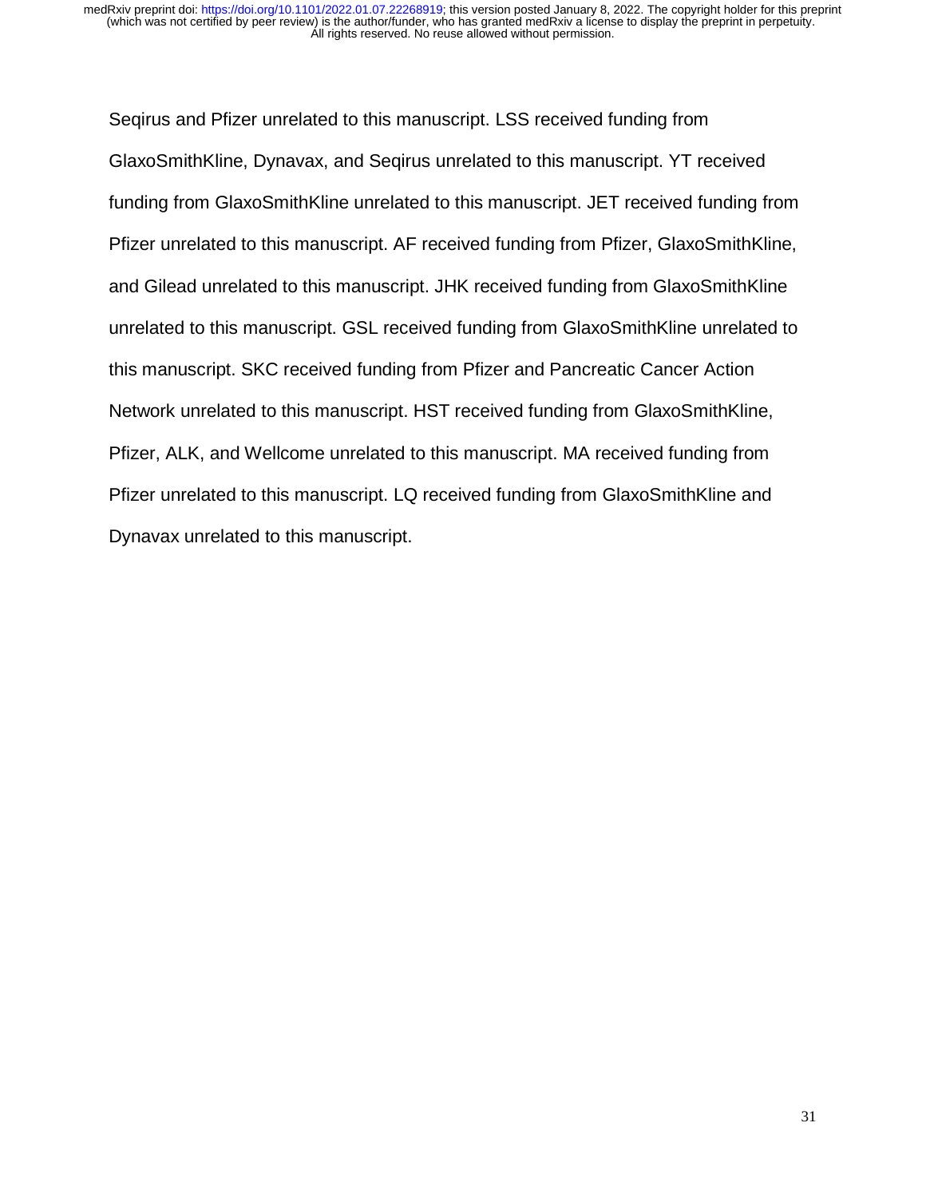Seqirus and Pfizer unrelated to this manuscript. LSS received funding from GlaxoSmithKline, Dynavax, and Seqirus unrelated to this manuscript. YT received funding from GlaxoSmithKline unrelated to this manuscript. JET received funding from Pfizer unrelated to this manuscript. AF received funding from Pfizer, GlaxoSmithKline, and Gilead unrelated to this manuscript. JHK received funding from GlaxoSmithKline unrelated to this manuscript. GSL received funding from GlaxoSmithKline unrelated to this manuscript. SKC received funding from Pfizer and Pancreatic Cancer Action Network unrelated to this manuscript. HST received funding from GlaxoSmithKline, Pfizer, ALK, and Wellcome unrelated to this manuscript. MA received funding from Pfizer unrelated to this manuscript. LQ received funding from GlaxoSmithKline and Dynavax unrelated to this manuscript.